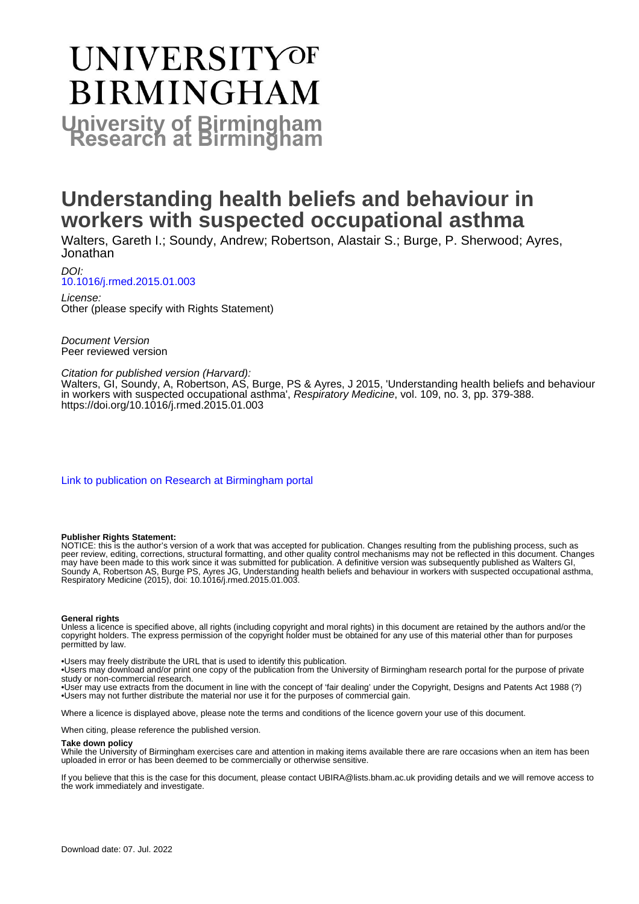# UNIVERSITY OF BIRMINGHAM

**University of Birmingham Research at Birmingham**

# Understanding health beliefs and behaviour in workers with suspected occupational asthma

Walters, Gareth I.; Soundy, Andrew; Robertson, Alastair S.; Burge, P. Sherwood; Ayres, Jonathan

*DOI:*
10.1016/j.rmed.2015.01.003

*License:*
Other (please specify with Rights Statement)

*Document Version*
Peer reviewed version

*Citation for published version (Harvard):*
Walters, GI, Soundy, A, Robertson, AS, Burge, PS & Ayres, J 2015, 'Understanding health beliefs and behaviour in workers with suspected occupational asthma', *Respiratory Medicine*, vol. 109, no. 3, pp. 379-388. https://doi.org/10.1016/j.rmed.2015.01.003

Link to publication on Research at Birmingham portal

**Publisher Rights Statement:**
NOTICE: this is the author's version of a work that was accepted for publication. Changes resulting from the publishing process, such as peer review, editing, corrections, structural formatting, and other quality control mechanisms may not be reflected in this document. Changes may have been made to this work since it was submitted for publication. A definitive version was subsequently published as Walters GI, Soundy A, Robertson AS, Burge PS, Ayres JG, Understanding health beliefs and behaviour in workers with suspected occupational asthma, Respiratory Medicine (2015), doi: 10.1016/j.rmed.2015.01.003.

**General rights**
Unless a licence is specified above, all rights (including copyright and moral rights) in this document are retained by the authors and/or the copyright holders. The express permission of the copyright holder must be obtained for any use of this material other than for purposes permitted by law.

•Users may freely distribute the URL that is used to identify this publication.
•Users may download and/or print one copy of the publication from the University of Birmingham research portal for the purpose of private study or non-commercial research.
•User may use extracts from the document in line with the concept of 'fair dealing' under the Copyright, Designs and Patents Act 1988 (?)
•Users may not further distribute the material nor use it for the purposes of commercial gain.

Where a licence is displayed above, please note the terms and conditions of the licence govern your use of this document.

When citing, please reference the published version.

**Take down policy**
While the University of Birmingham exercises care and attention in making items available there are rare occasions when an item has been uploaded in error or has been deemed to be commercially or otherwise sensitive.

If you believe that this is the case for this document, please contact UBIRA@lists.bham.ac.uk providing details and we will remove access to the work immediately and investigate.

Download date: 07. Jul. 2022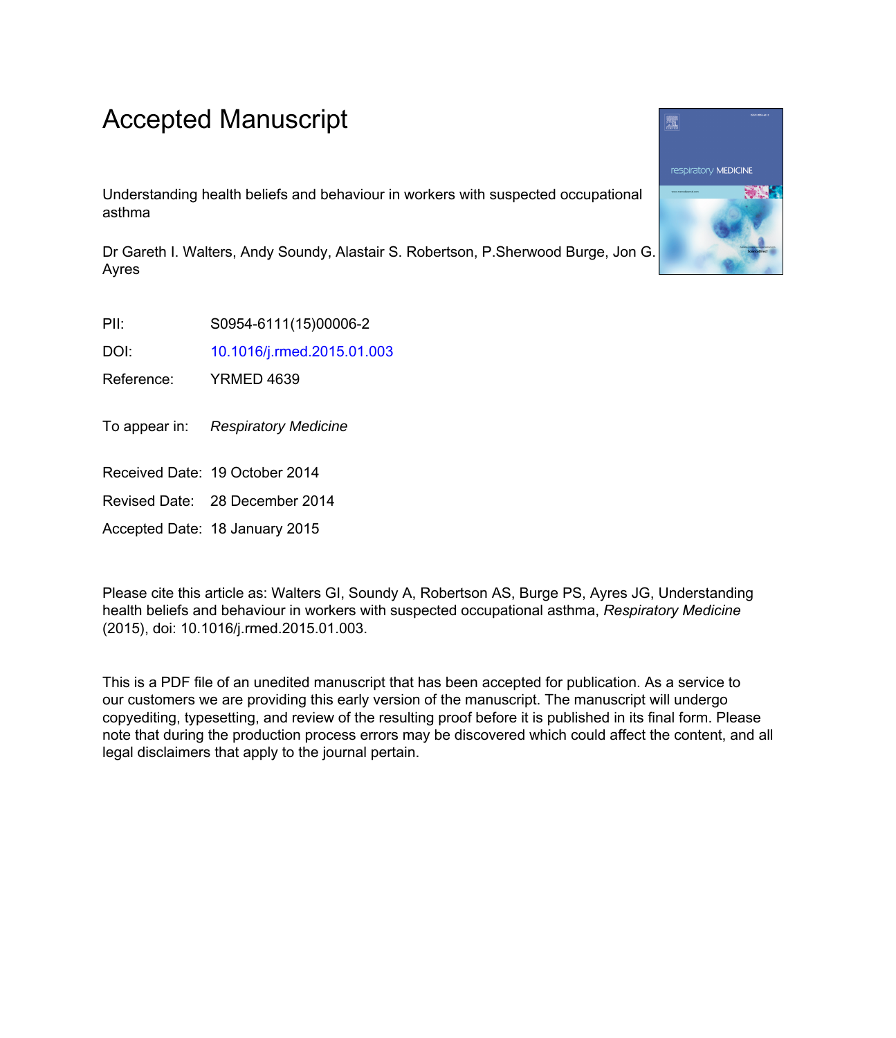# Accepted Manuscript

Understanding health beliefs and behaviour in workers with suspected occupational asthma

Dr Gareth I. Walters, Andy Soundy, Alastair S. Robertson, P.Sherwood Burge, Jon G. Ayres

PII: S0954-6111(15)00006-2

DOI: 10.1016/j.rmed.2015.01.003

Reference: YRMED 4639

To appear in: *Respiratory Medicine*

Received Date: 19 October 2014

Revised Date: 28 December 2014

Accepted Date: 18 January 2015

Please cite this article as: Walters GI, Soundy A, Robertson AS, Burge PS, Ayres JG, Understanding health beliefs and behaviour in workers with suspected occupational asthma, *Respiratory Medicine* (2015), doi: 10.1016/j.rmed.2015.01.003.

This is a PDF file of an unedited manuscript that has been accepted for publication. As a service to our customers we are providing this early version of the manuscript. The manuscript will undergo copyediting, typesetting, and review of the resulting proof before it is published in its final form. Please note that during the production process errors may be discovered which could affect the content, and all legal disclaimers that apply to the journal pertain.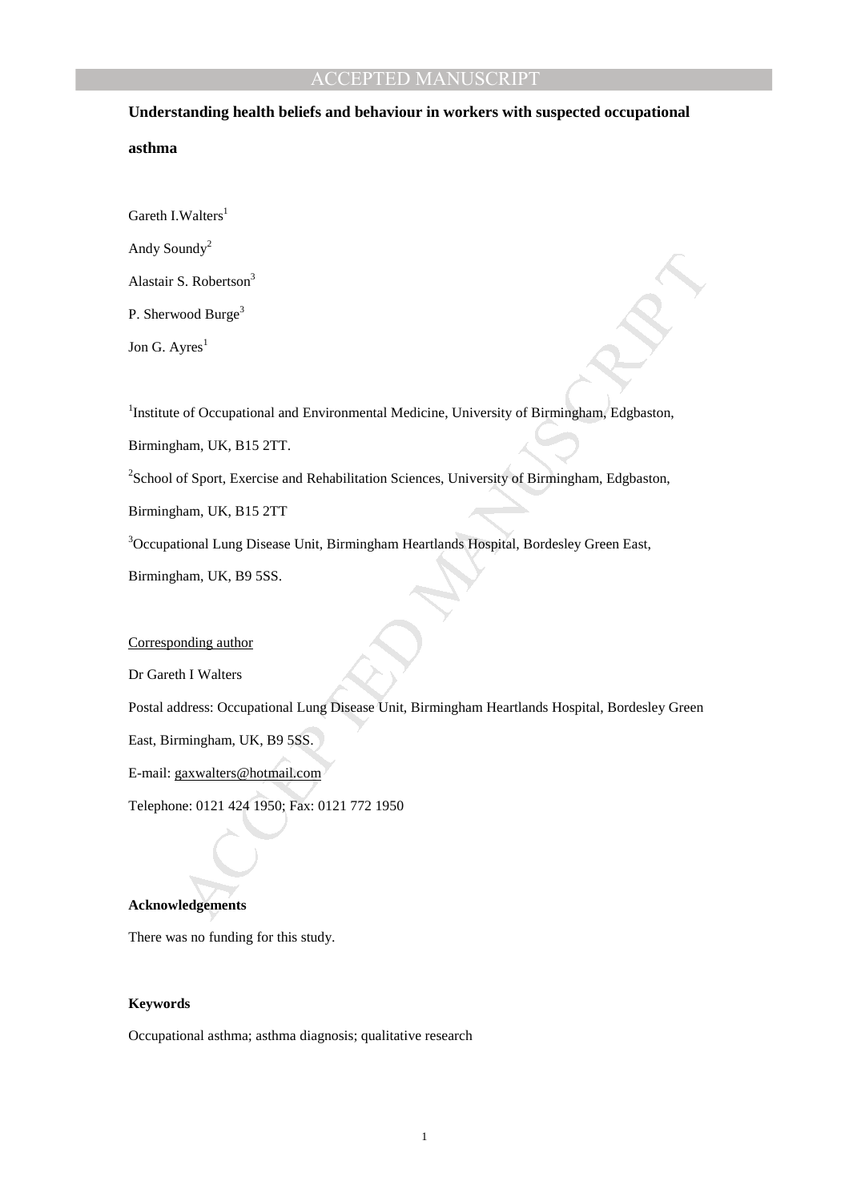**Understanding health beliefs and behaviour in workers with suspected occupational asthma**

Gareth I.Walters[1]

Andy Soundy[2]

Alastair S. Robertson[3]

P. Sherwood Burge[3]

Jon G. Ayres[1]

[1]Institute of Occupational and Environmental Medicine, University of Birmingham, Edgbaston, Birmingham, UK, B15 2TT.

[2]School of Sport, Exercise and Rehabilitation Sciences, University of Birmingham, Edgbaston, Birmingham, UK, B15 2TT

[3]Occupational Lung Disease Unit, Birmingham Heartlands Hospital, Bordesley Green East, Birmingham, UK, B9 5SS.

Corresponding author

Dr Gareth I Walters

Postal address: Occupational Lung Disease Unit, Birmingham Heartlands Hospital, Bordesley Green East, Birmingham, UK, B9 5SS.

E-mail: gaxwalters@hotmail.com

Telephone: 0121 424 1950; Fax: 0121 772 1950

**Acknowledgements**

There was no funding for this study.

**Keywords**

Occupational asthma; asthma diagnosis; qualitative research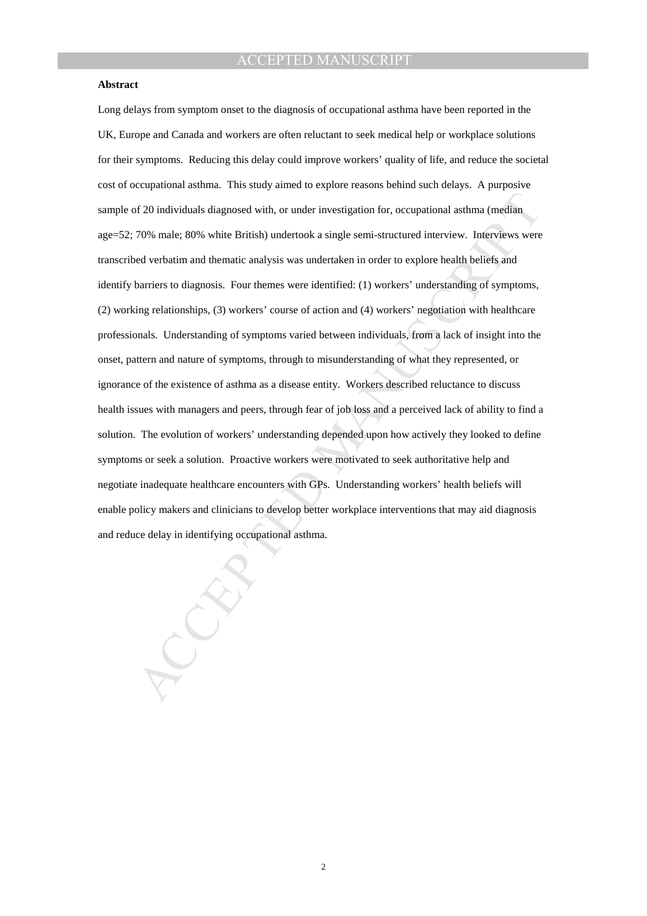**Abstract**

Long delays from symptom onset to the diagnosis of occupational asthma have been reported in the UK, Europe and Canada and workers are often reluctant to seek medical help or workplace solutions for their symptoms. Reducing this delay could improve workers' quality of life, and reduce the societal cost of occupational asthma. This study aimed to explore reasons behind such delays. A purposive sample of 20 individuals diagnosed with, or under investigation for, occupational asthma (median age=52; 70% male; 80% white British) undertook a single semi-structured interview. Interviews were transcribed verbatim and thematic analysis was undertaken in order to explore health beliefs and identify barriers to diagnosis. Four themes were identified: (1) workers' understanding of symptoms, (2) working relationships, (3) workers' course of action and (4) workers' negotiation with healthcare professionals. Understanding of symptoms varied between individuals, from a lack of insight into the onset, pattern and nature of symptoms, through to misunderstanding of what they represented, or ignorance of the existence of asthma as a disease entity. Workers described reluctance to discuss health issues with managers and peers, through fear of job loss and a perceived lack of ability to find a solution. The evolution of workers' understanding depended upon how actively they looked to define symptoms or seek a solution. Proactive workers were motivated to seek authoritative help and negotiate inadequate healthcare encounters with GPs. Understanding workers' health beliefs will enable policy makers and clinicians to develop better workplace interventions that may aid diagnosis and reduce delay in identifying occupational asthma.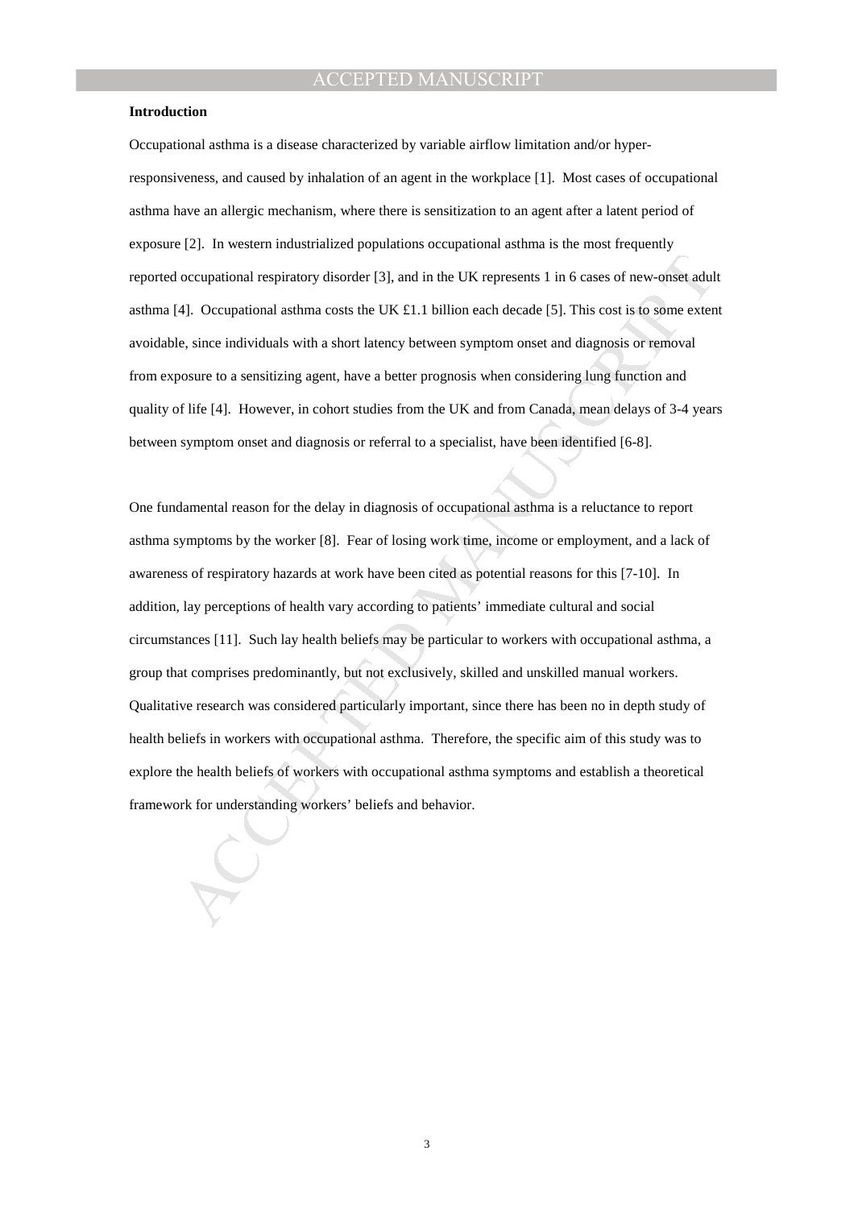**Introduction**

Occupational asthma is a disease characterized by variable airflow limitation and/or hyper-responsiveness, and caused by inhalation of an agent in the workplace [1]. Most cases of occupational asthma have an allergic mechanism, where there is sensitization to an agent after a latent period of exposure [2]. In western industrialized populations occupational asthma is the most frequently reported occupational respiratory disorder [3], and in the UK represents 1 in 6 cases of new-onset adult asthma [4]. Occupational asthma costs the UK £1.1 billion each decade [5]. This cost is to some extent avoidable, since individuals with a short latency between symptom onset and diagnosis or removal from exposure to a sensitizing agent, have a better prognosis when considering lung function and quality of life [4]. However, in cohort studies from the UK and from Canada, mean delays of 3-4 years between symptom onset and diagnosis or referral to a specialist, have been identified [6-8].

One fundamental reason for the delay in diagnosis of occupational asthma is a reluctance to report asthma symptoms by the worker [8]. Fear of losing work time, income or employment, and a lack of awareness of respiratory hazards at work have been cited as potential reasons for this [7-10]. In addition, lay perceptions of health vary according to patients' immediate cultural and social circumstances [11]. Such lay health beliefs may be particular to workers with occupational asthma, a group that comprises predominantly, but not exclusively, skilled and unskilled manual workers. Qualitative research was considered particularly important, since there has been no in depth study of health beliefs in workers with occupational asthma. Therefore, the specific aim of this study was to explore the health beliefs of workers with occupational asthma symptoms and establish a theoretical framework for understanding workers' beliefs and behavior.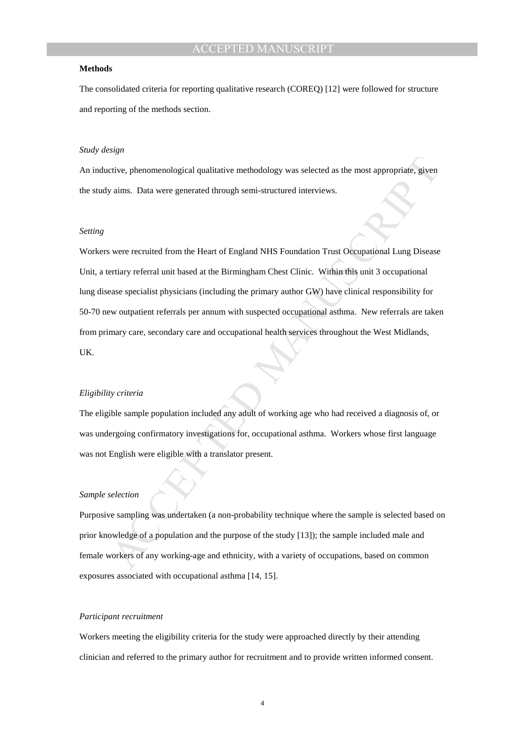**Methods**

The consolidated criteria for reporting qualitative research (COREQ) [12] were followed for structure and reporting of the methods section.

*Study design*

An inductive, phenomenological qualitative methodology was selected as the most appropriate, given the study aims. Data were generated through semi-structured interviews.

*Setting*

Workers were recruited from the Heart of England NHS Foundation Trust Occupational Lung Disease Unit, a tertiary referral unit based at the Birmingham Chest Clinic. Within this unit 3 occupational lung disease specialist physicians (including the primary author GW) have clinical responsibility for 50-70 new outpatient referrals per annum with suspected occupational asthma. New referrals are taken from primary care, secondary care and occupational health services throughout the West Midlands, UK.

*Eligibility criteria*

The eligible sample population included any adult of working age who had received a diagnosis of, or was undergoing confirmatory investigations for, occupational asthma. Workers whose first language was not English were eligible with a translator present.

*Sample selection*

Purposive sampling was undertaken (a non-probability technique where the sample is selected based on prior knowledge of a population and the purpose of the study [13]); the sample included male and female workers of any working-age and ethnicity, with a variety of occupations, based on common exposures associated with occupational asthma [14, 15].

*Participant recruitment*

Workers meeting the eligibility criteria for the study were approached directly by their attending clinician and referred to the primary author for recruitment and to provide written informed consent.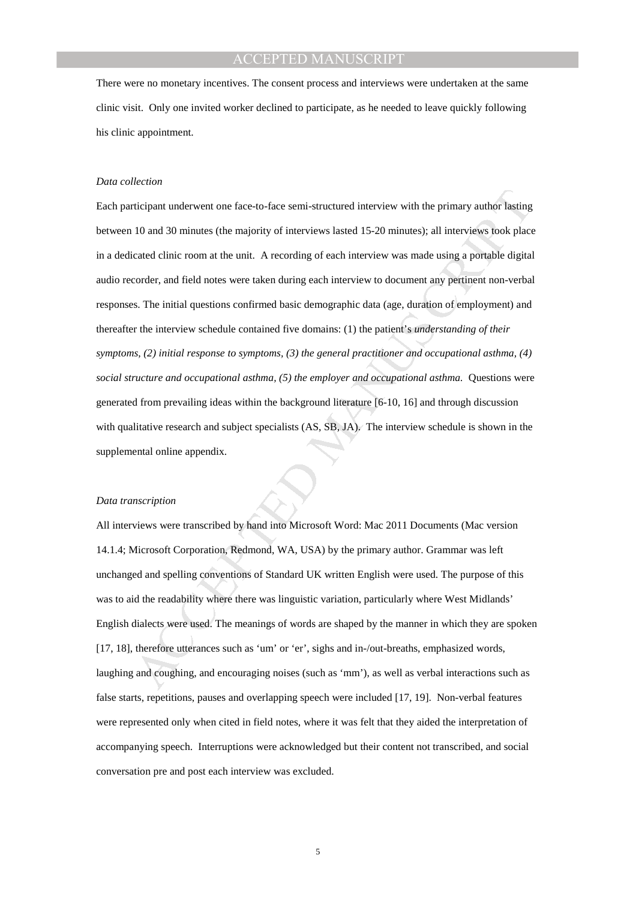There were no monetary incentives. The consent process and interviews were undertaken at the same clinic visit. Only one invited worker declined to participate, as he needed to leave quickly following his clinic appointment.

*Data collection*

Each participant underwent one face-to-face semi-structured interview with the primary author lasting between 10 and 30 minutes (the majority of interviews lasted 15-20 minutes); all interviews took place in a dedicated clinic room at the unit. A recording of each interview was made using a portable digital audio recorder, and field notes were taken during each interview to document any pertinent non-verbal responses. The initial questions confirmed basic demographic data (age, duration of employment) and thereafter the interview schedule contained five domains: (1) the patient's *understanding of their symptoms, (2) initial response to symptoms, (3) the general practitioner and occupational asthma, (4) social structure and occupational asthma, (5) the employer and occupational asthma.* Questions were generated from prevailing ideas within the background literature [6-10, 16] and through discussion with qualitative research and subject specialists (AS, SB, JA). The interview schedule is shown in the supplemental online appendix.

*Data transcription*

All interviews were transcribed by hand into Microsoft Word: Mac 2011 Documents (Mac version 14.1.4; Microsoft Corporation, Redmond, WA, USA) by the primary author. Grammar was left unchanged and spelling conventions of Standard UK written English were used. The purpose of this was to aid the readability where there was linguistic variation, particularly where West Midlands' English dialects were used. The meanings of words are shaped by the manner in which they are spoken [17, 18], therefore utterances such as 'um' or 'er', sighs and in-/out-breaths, emphasized words, laughing and coughing, and encouraging noises (such as 'mm'), as well as verbal interactions such as false starts, repetitions, pauses and overlapping speech were included [17, 19]. Non-verbal features were represented only when cited in field notes, where it was felt that they aided the interpretation of accompanying speech. Interruptions were acknowledged but their content not transcribed, and social conversation pre and post each interview was excluded.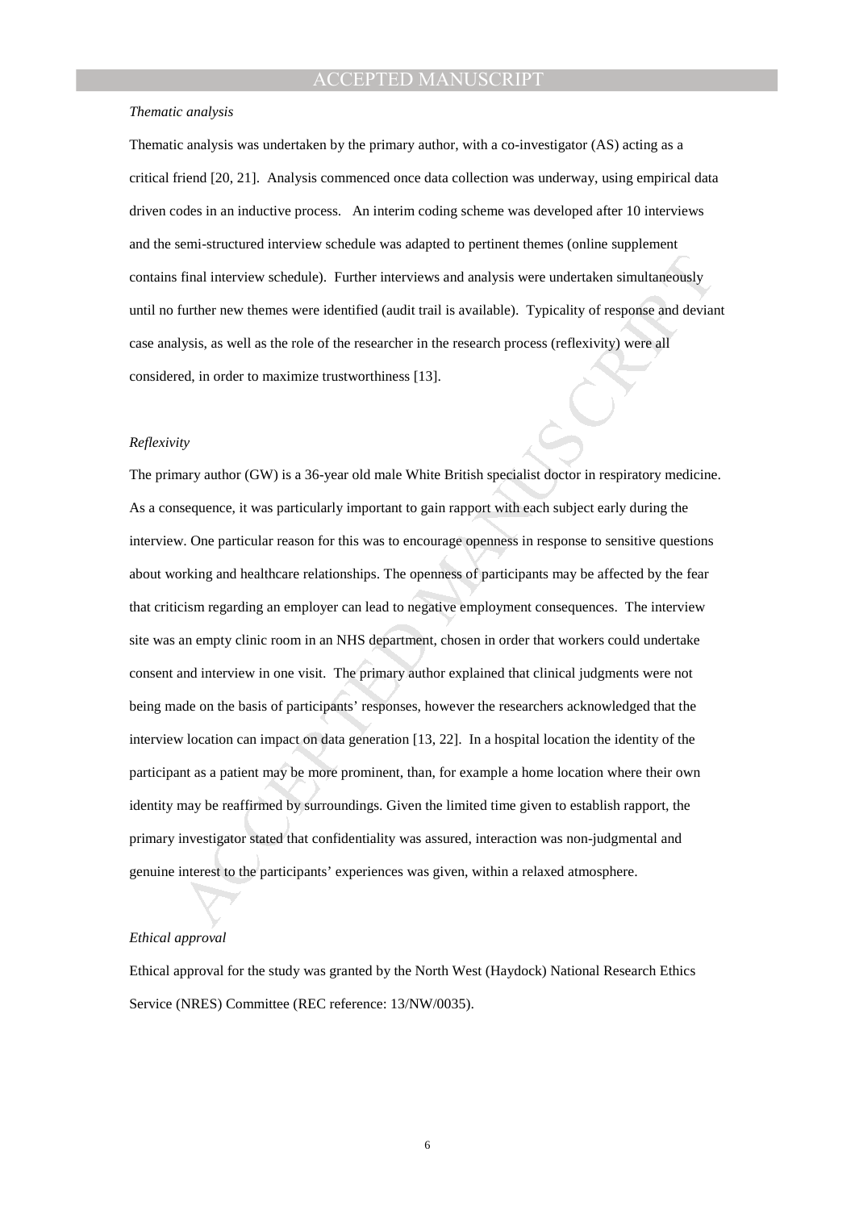*Thematic analysis*

Thematic analysis was undertaken by the primary author, with a co-investigator (AS) acting as a critical friend [20, 21]. Analysis commenced once data collection was underway, using empirical data driven codes in an inductive process. An interim coding scheme was developed after 10 interviews and the semi-structured interview schedule was adapted to pertinent themes (online supplement contains final interview schedule). Further interviews and analysis were undertaken simultaneously until no further new themes were identified (audit trail is available). Typicality of response and deviant case analysis, as well as the role of the researcher in the research process (reflexivity) were all considered, in order to maximize trustworthiness [13].

*Reflexivity*

The primary author (GW) is a 36-year old male White British specialist doctor in respiratory medicine. As a consequence, it was particularly important to gain rapport with each subject early during the interview. One particular reason for this was to encourage openness in response to sensitive questions about working and healthcare relationships. The openness of participants may be affected by the fear that criticism regarding an employer can lead to negative employment consequences. The interview site was an empty clinic room in an NHS department, chosen in order that workers could undertake consent and interview in one visit. The primary author explained that clinical judgments were not being made on the basis of participants' responses, however the researchers acknowledged that the interview location can impact on data generation [13, 22]. In a hospital location the identity of the participant as a patient may be more prominent, than, for example a home location where their own identity may be reaffirmed by surroundings. Given the limited time given to establish rapport, the primary investigator stated that confidentiality was assured, interaction was non-judgmental and genuine interest to the participants' experiences was given, within a relaxed atmosphere.

*Ethical approval*

Ethical approval for the study was granted by the North West (Haydock) National Research Ethics Service (NRES) Committee (REC reference: 13/NW/0035).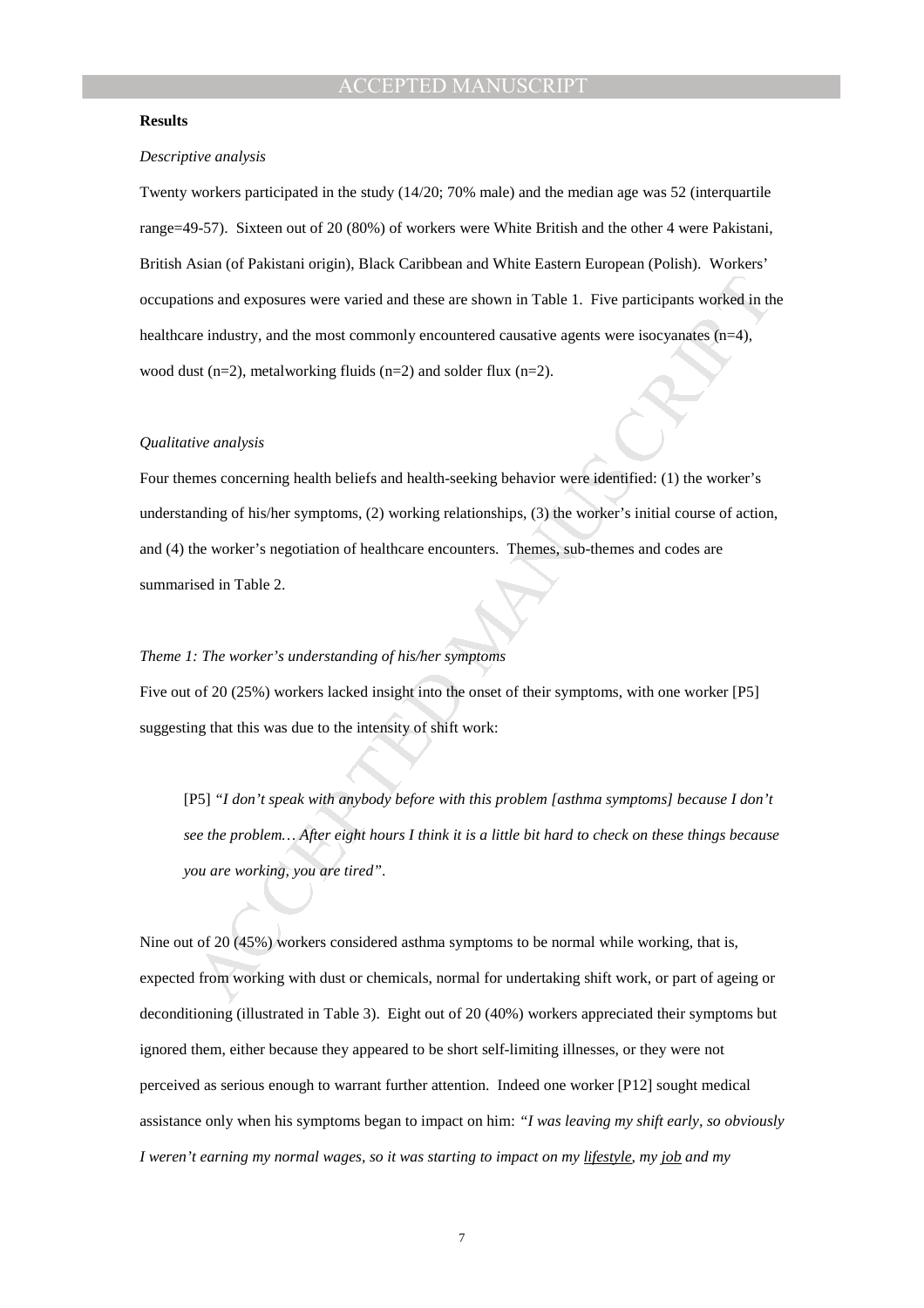**Results**

*Descriptive analysis*

Twenty workers participated in the study (14/20; 70% male) and the median age was 52 (interquartile range=49-57). Sixteen out of 20 (80%) of workers were White British and the other 4 were Pakistani, British Asian (of Pakistani origin), Black Caribbean and White Eastern European (Polish). Workers' occupations and exposures were varied and these are shown in Table 1. Five participants worked in the healthcare industry, and the most commonly encountered causative agents were isocyanates (n=4), wood dust (n=2), metalworking fluids (n=2) and solder flux (n=2).

*Qualitative analysis*

Four themes concerning health beliefs and health-seeking behavior were identified: (1) the worker's understanding of his/her symptoms, (2) working relationships, (3) the worker's initial course of action, and (4) the worker's negotiation of healthcare encounters. Themes, sub-themes and codes are summarised in Table 2.

*Theme 1: The worker's understanding of his/her symptoms*

Five out of 20 (25%) workers lacked insight into the onset of their symptoms, with one worker [P5] suggesting that this was due to the intensity of shift work:

> [P5] *"I don't speak with anybody before with this problem [asthma symptoms] because I don't see the problem… After eight hours I think it is a little bit hard to check on these things because you are working, you are tired"*.

Nine out of 20 (45%) workers considered asthma symptoms to be normal while working, that is, expected from working with dust or chemicals, normal for undertaking shift work, or part of ageing or deconditioning (illustrated in Table 3). Eight out of 20 (40%) workers appreciated their symptoms but ignored them, either because they appeared to be short self-limiting illnesses, or they were not perceived as serious enough to warrant further attention. Indeed one worker [P12] sought medical assistance only when his symptoms began to impact on him: *"I was leaving my shift early, so obviously I weren't earning my normal wages, so it was starting to impact on my <u>lifestyle</u>, my <u>job</u> and my*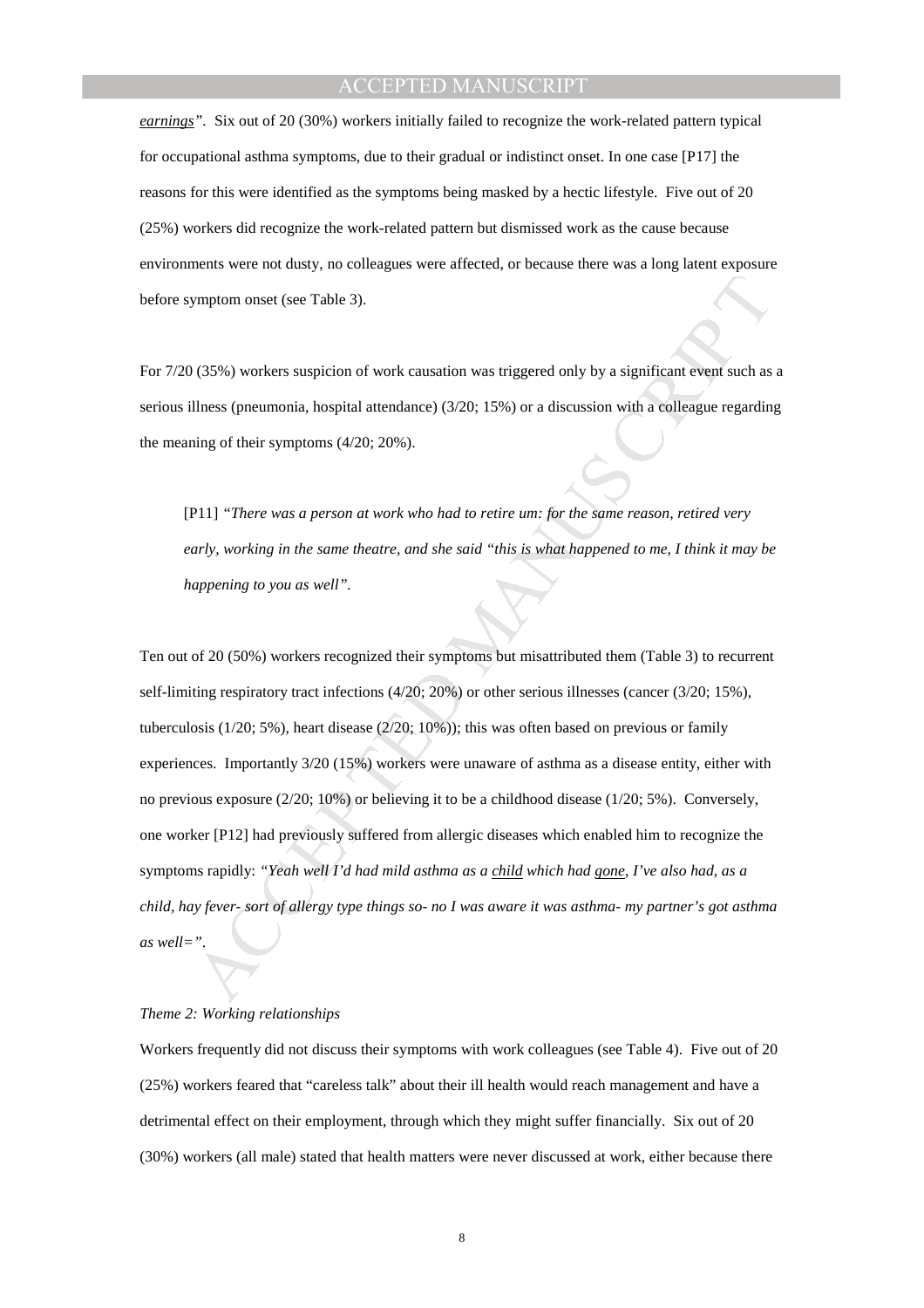*earnings"*. Six out of 20 (30%) workers initially failed to recognize the work-related pattern typical for occupational asthma symptoms, due to their gradual or indistinct onset. In one case [P17] the reasons for this were identified as the symptoms being masked by a hectic lifestyle. Five out of 20 (25%) workers did recognize the work-related pattern but dismissed work as the cause because environments were not dusty, no colleagues were affected, or because there was a long latent exposure before symptom onset (see Table 3).

For 7/20 (35%) workers suspicion of work causation was triggered only by a significant event such as a serious illness (pneumonia, hospital attendance) (3/20; 15%) or a discussion with a colleague regarding the meaning of their symptoms (4/20; 20%).

> [P11] *"There was a person at work who had to retire um: for the same reason, retired very early, working in the same theatre, and she said "this is what happened to me, I think it may be happening to you as well".*

Ten out of 20 (50%) workers recognized their symptoms but misattributed them (Table 3) to recurrent self-limiting respiratory tract infections (4/20; 20%) or other serious illnesses (cancer (3/20; 15%), tuberculosis (1/20; 5%), heart disease (2/20; 10%)); this was often based on previous or family experiences. Importantly 3/20 (15%) workers were unaware of asthma as a disease entity, either with no previous exposure (2/20; 10%) or believing it to be a childhood disease (1/20; 5%). Conversely, one worker [P12] had previously suffered from allergic diseases which enabled him to recognize the symptoms rapidly: *"Yeah well I'd had mild asthma as a child which had gone, I've also had, as a child, hay fever- sort of allergy type things so- no I was aware it was asthma- my partner's got asthma as well=".*

*Theme 2: Working relationships*

Workers frequently did not discuss their symptoms with work colleagues (see Table 4). Five out of 20 (25%) workers feared that "careless talk" about their ill health would reach management and have a detrimental effect on their employment, through which they might suffer financially. Six out of 20 (30%) workers (all male) stated that health matters were never discussed at work, either because there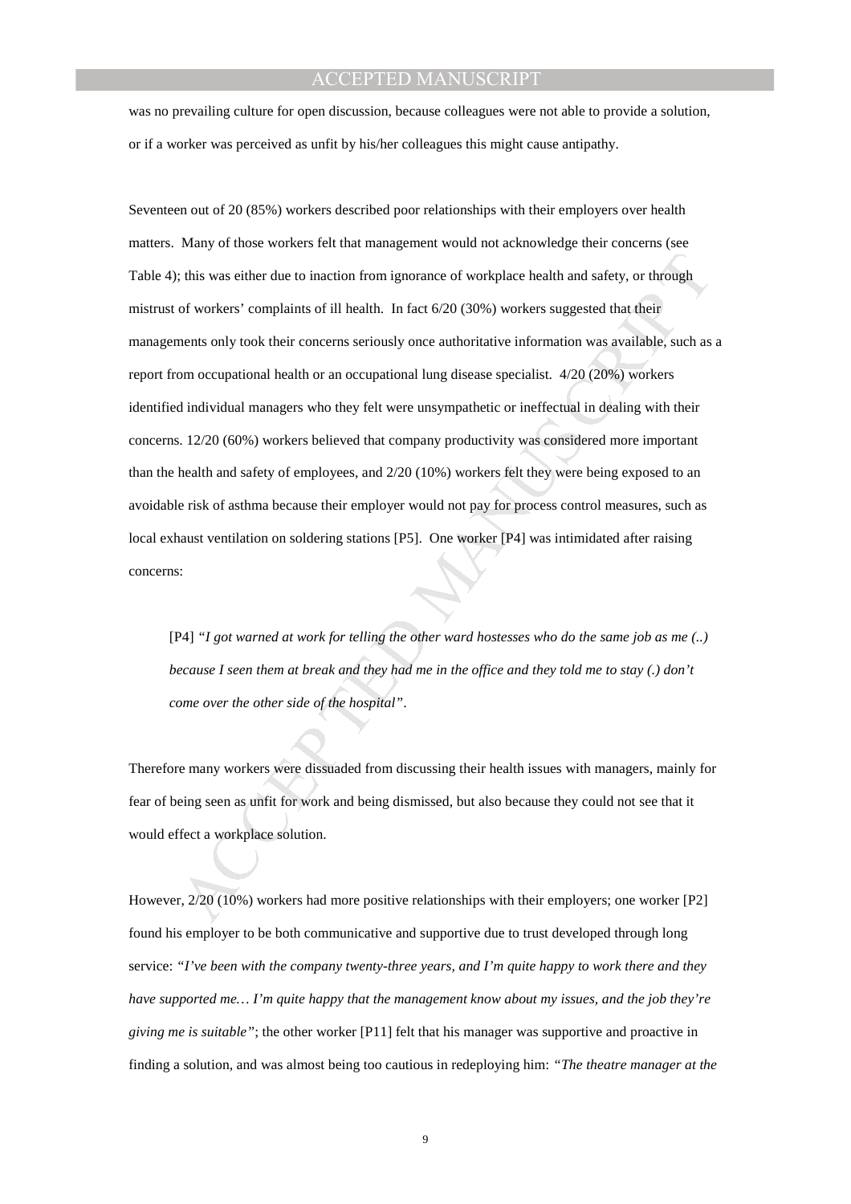was no prevailing culture for open discussion, because colleagues were not able to provide a solution, or if a worker was perceived as unfit by his/her colleagues this might cause antipathy.

Seventeen out of 20 (85%) workers described poor relationships with their employers over health matters. Many of those workers felt that management would not acknowledge their concerns (see Table 4); this was either due to inaction from ignorance of workplace health and safety, or through mistrust of workers' complaints of ill health. In fact 6/20 (30%) workers suggested that their managements only took their concerns seriously once authoritative information was available, such as a report from occupational health or an occupational lung disease specialist. 4/20 (20%) workers identified individual managers who they felt were unsympathetic or ineffectual in dealing with their concerns. 12/20 (60%) workers believed that company productivity was considered more important than the health and safety of employees, and 2/20 (10%) workers felt they were being exposed to an avoidable risk of asthma because their employer would not pay for process control measures, such as local exhaust ventilation on soldering stations [P5]. One worker [P4] was intimidated after raising concerns:

> [P4] *"I got warned at work for telling the other ward hostesses who do the same job as me (..) because I seen them at break and they had me in the office and they told me to stay (.) don't come over the other side of the hospital".*

Therefore many workers were dissuaded from discussing their health issues with managers, mainly for fear of being seen as unfit for work and being dismissed, but also because they could not see that it would effect a workplace solution.

However, 2/20 (10%) workers had more positive relationships with their employers; one worker [P2] found his employer to be both communicative and supportive due to trust developed through long service: *"I've been with the company twenty-three years, and I'm quite happy to work there and they have supported me… I'm quite happy that the management know about my issues, and the job they're giving me is suitable"*; the other worker [P11] felt that his manager was supportive and proactive in finding a solution, and was almost being too cautious in redeploying him: *"The theatre manager at the*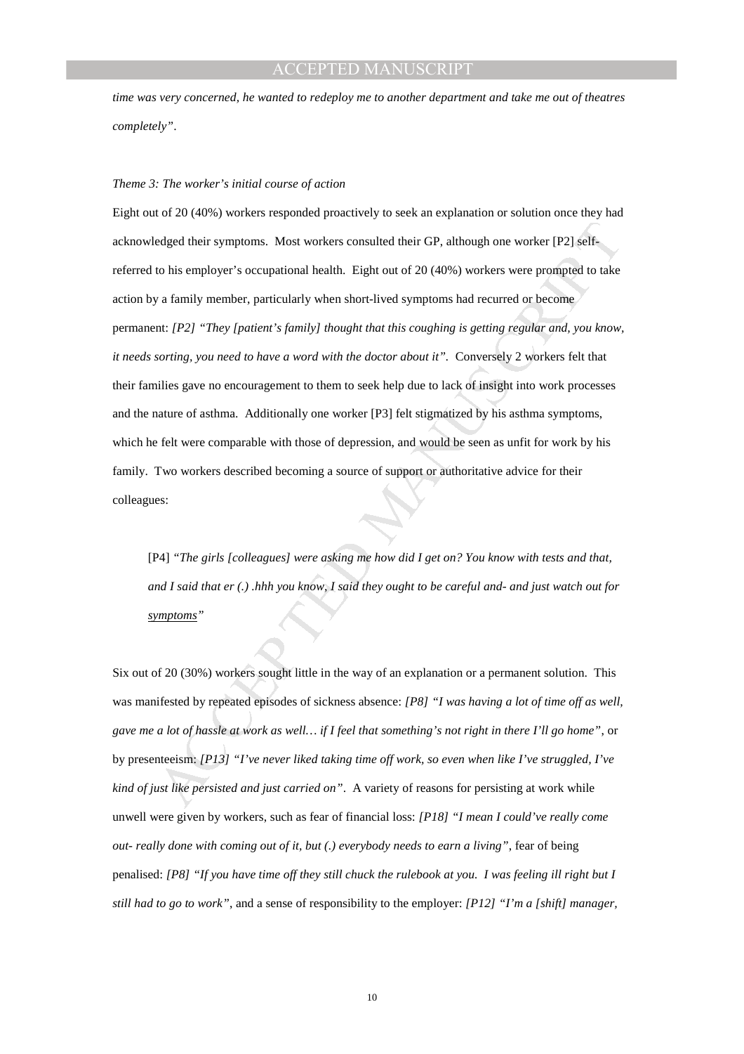*time was very concerned, he wanted to redeploy me to another department and take me out of theatres completely"*.

*Theme 3: The worker's initial course of action*

Eight out of 20 (40%) workers responded proactively to seek an explanation or solution once they had acknowledged their symptoms. Most workers consulted their GP, although one worker [P2] self-referred to his employer's occupational health. Eight out of 20 (40%) workers were prompted to take action by a family member, particularly when short-lived symptoms had recurred or become permanent: *[P2] "They [patient's family] thought that this coughing is getting regular and, you know, it needs sorting, you need to have a word with the doctor about it".* Conversely 2 workers felt that their families gave no encouragement to them to seek help due to lack of insight into work processes and the nature of asthma. Additionally one worker [P3] felt stigmatized by his asthma symptoms, which he felt were comparable with those of depression, and would be seen as unfit for work by his family. Two workers described becoming a source of support or authoritative advice for their colleagues:

> [P4] *"The girls [colleagues] were asking me how did I get on? You know with tests and that, and I said that er (.) .hhh you know, I said they ought to be careful and- and just watch out for <u>symptoms</u>"*

Six out of 20 (30%) workers sought little in the way of an explanation or a permanent solution. This was manifested by repeated episodes of sickness absence: *[P8] "I was having a lot of time off as well, gave me a lot of hassle at work as well… if I feel that something's not right in there I'll go home"*, or by presenteeism: *[P13] "I've never liked taking time off work, so even when like I've struggled, I've kind of just like persisted and just carried on"*. A variety of reasons for persisting at work while unwell were given by workers, such as fear of financial loss: *[P18] "I mean I could've really come out- really done with coming out of it, but (.) everybody needs to earn a living"*, fear of being penalised: *[P8] "If you have time off they still chuck the rulebook at you. I was feeling ill right but I still had to go to work"*, and a sense of responsibility to the employer: *[P12] "I'm a [shift] manager,*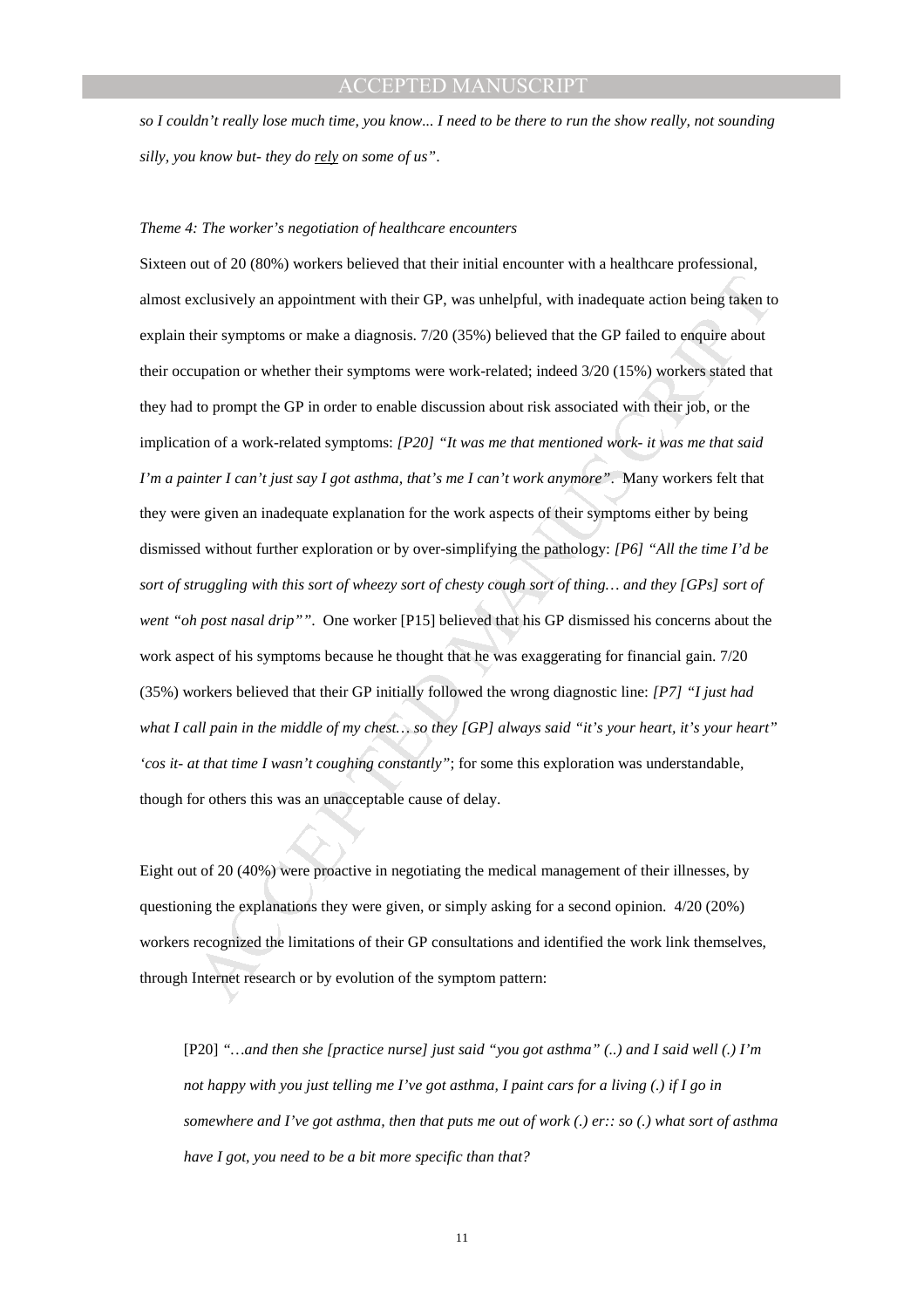*so I couldn't really lose much time, you know... I need to be there to run the show really, not sounding silly, you know but- they do rely on some of us".*

*Theme 4: The worker's negotiation of healthcare encounters*

Sixteen out of 20 (80%) workers believed that their initial encounter with a healthcare professional, almost exclusively an appointment with their GP, was unhelpful, with inadequate action being taken to explain their symptoms or make a diagnosis. 7/20 (35%) believed that the GP failed to enquire about their occupation or whether their symptoms were work-related; indeed 3/20 (15%) workers stated that they had to prompt the GP in order to enable discussion about risk associated with their job, or the implication of a work-related symptoms: *[P20] "It was me that mentioned work- it was me that said I'm a painter I can't just say I got asthma, that's me I can't work anymore".* Many workers felt that they were given an inadequate explanation for the work aspects of their symptoms either by being dismissed without further exploration or by over-simplifying the pathology: *[P6] "All the time I'd be sort of struggling with this sort of wheezy sort of chesty cough sort of thing… and they [GPs] sort of went "oh post nasal drip"".* One worker [P15] believed that his GP dismissed his concerns about the work aspect of his symptoms because he thought that he was exaggerating for financial gain. 7/20 (35%) workers believed that their GP initially followed the wrong diagnostic line: *[P7] "I just had what I call pain in the middle of my chest… so they [GP] always said "it's your heart, it's your heart" 'cos it- at that time I wasn't coughing constantly"*; for some this exploration was understandable, though for others this was an unacceptable cause of delay.

Eight out of 20 (40%) were proactive in negotiating the medical management of their illnesses, by questioning the explanations they were given, or simply asking for a second opinion. 4/20 (20%) workers recognized the limitations of their GP consultations and identified the work link themselves, through Internet research or by evolution of the symptom pattern:

> [P20] *"…and then she [practice nurse] just said "you got asthma" (..) and I said well (.) I'm not happy with you just telling me I've got asthma, I paint cars for a living (.) if I go in somewhere and I've got asthma, then that puts me out of work (.) er:: so (.) what sort of asthma have I got, you need to be a bit more specific than that?*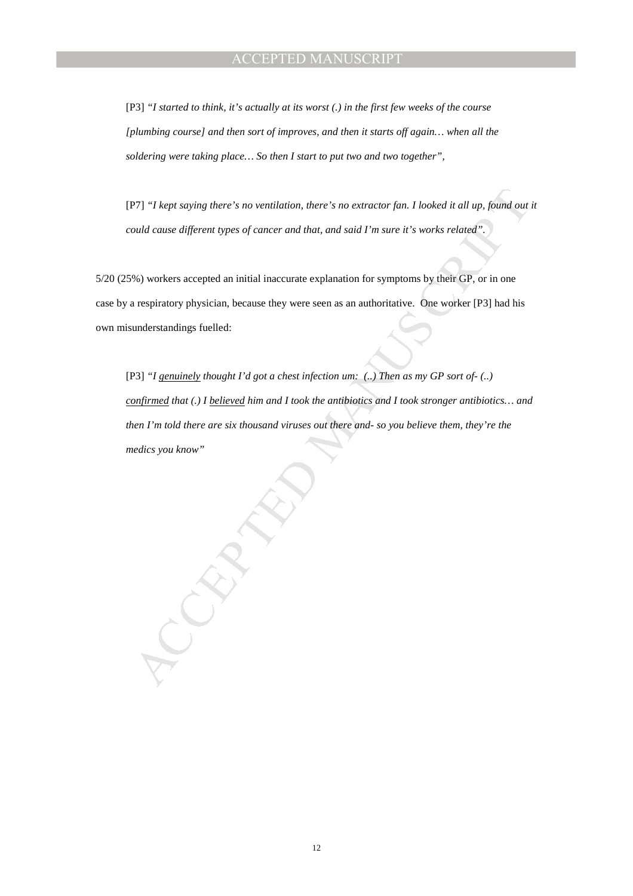[P3] *"I started to think, it's actually at its worst (.) in the first few weeks of the course [plumbing course] and then sort of improves, and then it starts off again… when all the soldering were taking place… So then I start to put two and two together"*,

[P7] *"I kept saying there's no ventilation, there's no extractor fan. I looked it all up, found out it could cause different types of cancer and that, and said I'm sure it's works related"*.

5/20 (25%) workers accepted an initial inaccurate explanation for symptoms by their GP, or in one case by a respiratory physician, because they were seen as an authoritative. One worker [P3] had his own misunderstandings fuelled:

[P3] *"I <u>genuinely</u> thought I'd got a chest infection um: (..) Then as my GP sort of- (..) <u>confirmed</u> that (.) I <u>believed</u> him and I took the antibiotics and I took stronger antibiotics… and then I'm told there are six thousand viruses out there and- so you believe them, they're the medics you know"*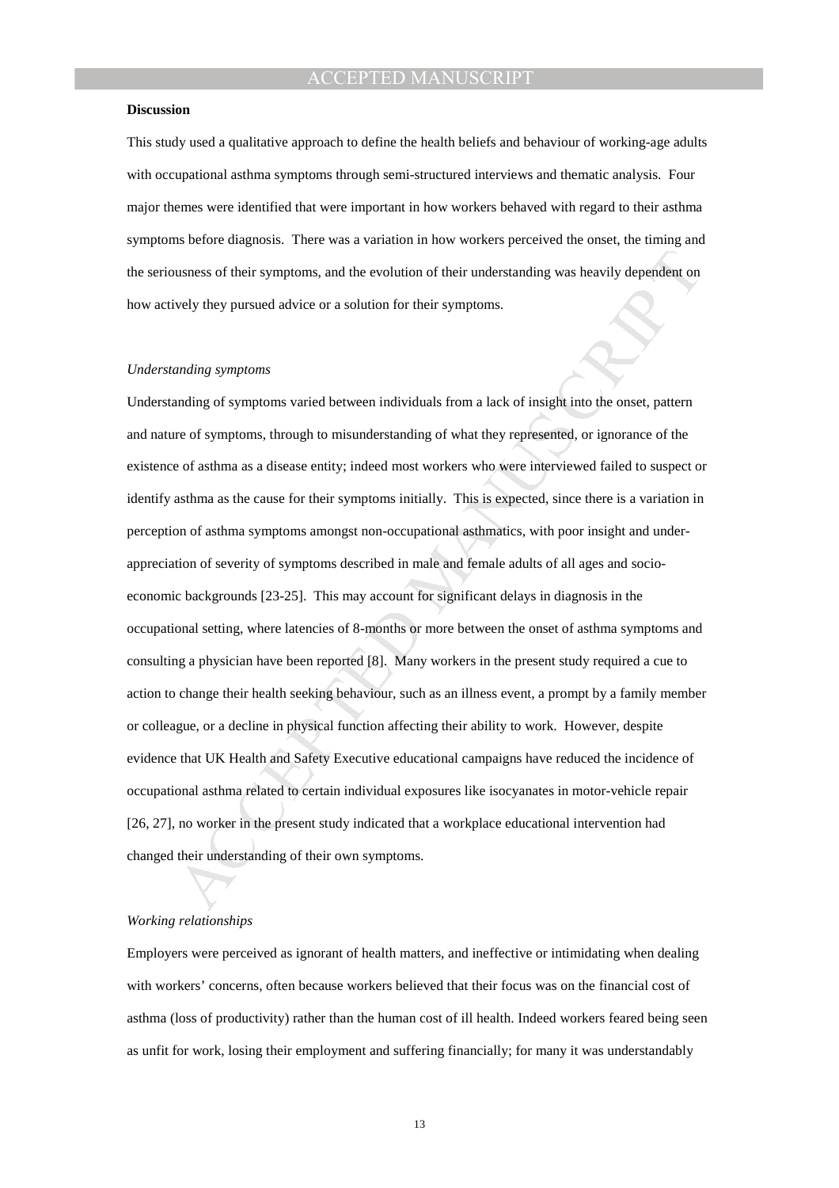**Discussion**

This study used a qualitative approach to define the health beliefs and behaviour of working-age adults with occupational asthma symptoms through semi-structured interviews and thematic analysis. Four major themes were identified that were important in how workers behaved with regard to their asthma symptoms before diagnosis. There was a variation in how workers perceived the onset, the timing and the seriousness of their symptoms, and the evolution of their understanding was heavily dependent on how actively they pursued advice or a solution for their symptoms.

*Understanding symptoms*

Understanding of symptoms varied between individuals from a lack of insight into the onset, pattern and nature of symptoms, through to misunderstanding of what they represented, or ignorance of the existence of asthma as a disease entity; indeed most workers who were interviewed failed to suspect or identify asthma as the cause for their symptoms initially. This is expected, since there is a variation in perception of asthma symptoms amongst non-occupational asthmatics, with poor insight and under-appreciation of severity of symptoms described in male and female adults of all ages and socio-economic backgrounds [23-25]. This may account for significant delays in diagnosis in the occupational setting, where latencies of 8-months or more between the onset of asthma symptoms and consulting a physician have been reported [8]. Many workers in the present study required a cue to action to change their health seeking behaviour, such as an illness event, a prompt by a family member or colleague, or a decline in physical function affecting their ability to work. However, despite evidence that UK Health and Safety Executive educational campaigns have reduced the incidence of occupational asthma related to certain individual exposures like isocyanates in motor-vehicle repair [26, 27], no worker in the present study indicated that a workplace educational intervention had changed their understanding of their own symptoms.

*Working relationships*

Employers were perceived as ignorant of health matters, and ineffective or intimidating when dealing with workers' concerns, often because workers believed that their focus was on the financial cost of asthma (loss of productivity) rather than the human cost of ill health. Indeed workers feared being seen as unfit for work, losing their employment and suffering financially; for many it was understandably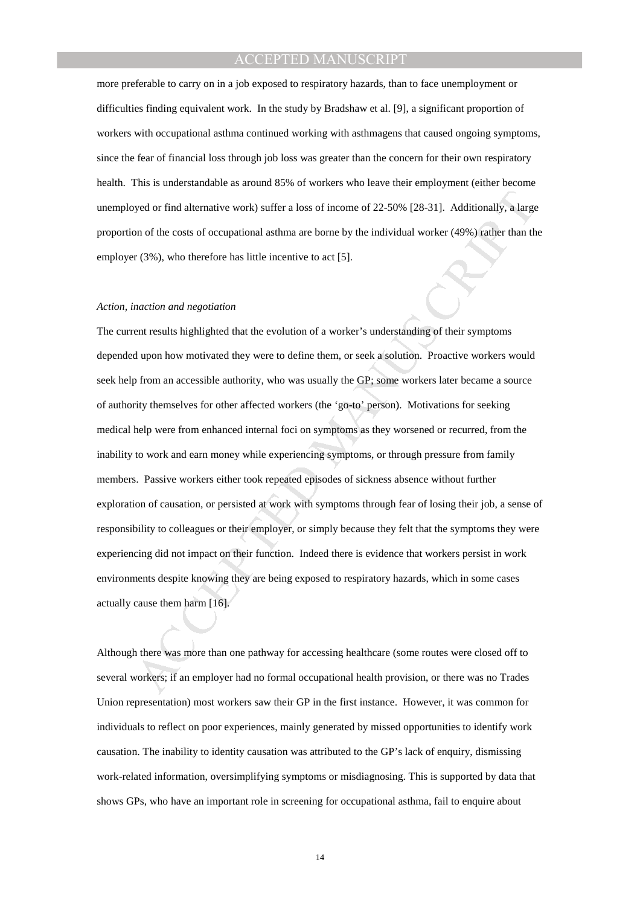more preferable to carry on in a job exposed to respiratory hazards, than to face unemployment or difficulties finding equivalent work. In the study by Bradshaw et al. [9], a significant proportion of workers with occupational asthma continued working with asthmagens that caused ongoing symptoms, since the fear of financial loss through job loss was greater than the concern for their own respiratory health. This is understandable as around 85% of workers who leave their employment (either become unemployed or find alternative work) suffer a loss of income of 22-50% [28-31]. Additionally, a large proportion of the costs of occupational asthma are borne by the individual worker (49%) rather than the employer (3%), who therefore has little incentive to act [5].

*Action, inaction and negotiation*

The current results highlighted that the evolution of a worker's understanding of their symptoms depended upon how motivated they were to define them, or seek a solution. Proactive workers would seek help from an accessible authority, who was usually the GP; some workers later became a source of authority themselves for other affected workers (the 'go-to' person). Motivations for seeking medical help were from enhanced internal foci on symptoms as they worsened or recurred, from the inability to work and earn money while experiencing symptoms, or through pressure from family members. Passive workers either took repeated episodes of sickness absence without further exploration of causation, or persisted at work with symptoms through fear of losing their job, a sense of responsibility to colleagues or their employer, or simply because they felt that the symptoms they were experiencing did not impact on their function. Indeed there is evidence that workers persist in work environments despite knowing they are being exposed to respiratory hazards, which in some cases actually cause them harm [16].

Although there was more than one pathway for accessing healthcare (some routes were closed off to several workers; if an employer had no formal occupational health provision, or there was no Trades Union representation) most workers saw their GP in the first instance. However, it was common for individuals to reflect on poor experiences, mainly generated by missed opportunities to identify work causation. The inability to identity causation was attributed to the GP's lack of enquiry, dismissing work-related information, oversimplifying symptoms or misdiagnosing. This is supported by data that shows GPs, who have an important role in screening for occupational asthma, fail to enquire about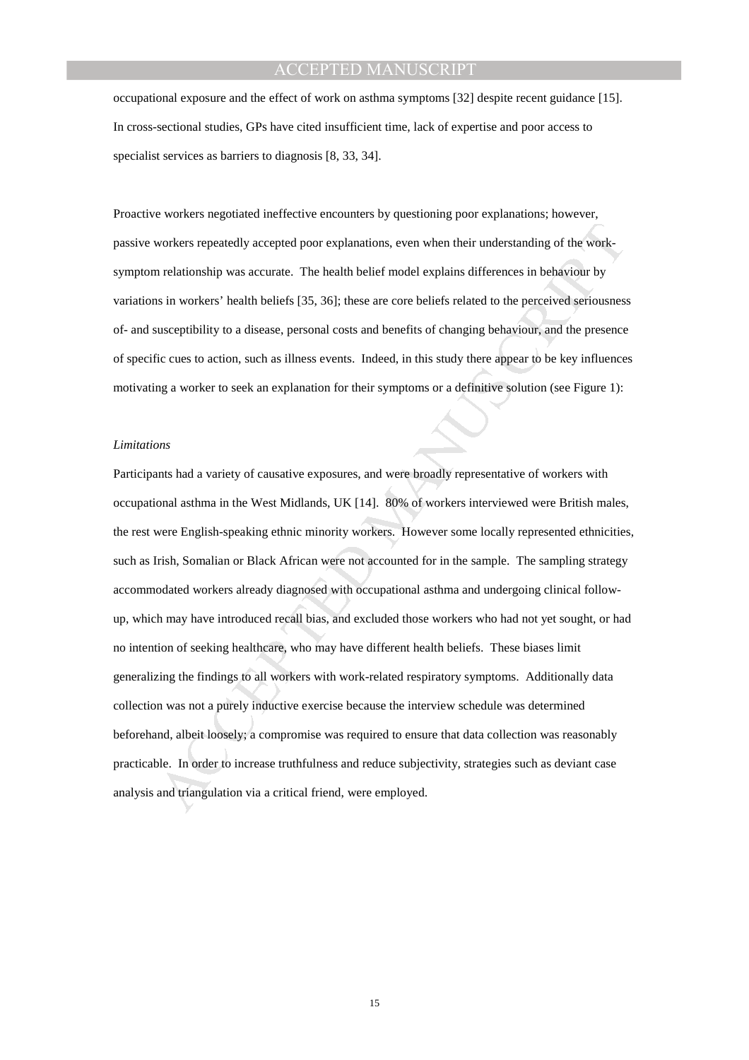occupational exposure and the effect of work on asthma symptoms [32] despite recent guidance [15]. In cross-sectional studies, GPs have cited insufficient time, lack of expertise and poor access to specialist services as barriers to diagnosis [8, 33, 34].

Proactive workers negotiated ineffective encounters by questioning poor explanations; however, passive workers repeatedly accepted poor explanations, even when their understanding of the work-symptom relationship was accurate. The health belief model explains differences in behaviour by variations in workers' health beliefs [35, 36]; these are core beliefs related to the perceived seriousness of- and susceptibility to a disease, personal costs and benefits of changing behaviour, and the presence of specific cues to action, such as illness events. Indeed, in this study there appear to be key influences motivating a worker to seek an explanation for their symptoms or a definitive solution (see Figure 1):

*Limitations*

Participants had a variety of causative exposures, and were broadly representative of workers with occupational asthma in the West Midlands, UK [14]. 80% of workers interviewed were British males, the rest were English-speaking ethnic minority workers. However some locally represented ethnicities, such as Irish, Somalian or Black African were not accounted for in the sample. The sampling strategy accommodated workers already diagnosed with occupational asthma and undergoing clinical follow-up, which may have introduced recall bias, and excluded those workers who had not yet sought, or had no intention of seeking healthcare, who may have different health beliefs. These biases limit generalizing the findings to all workers with work-related respiratory symptoms. Additionally data collection was not a purely inductive exercise because the interview schedule was determined beforehand, albeit loosely; a compromise was required to ensure that data collection was reasonably practicable. In order to increase truthfulness and reduce subjectivity, strategies such as deviant case analysis and triangulation via a critical friend, were employed.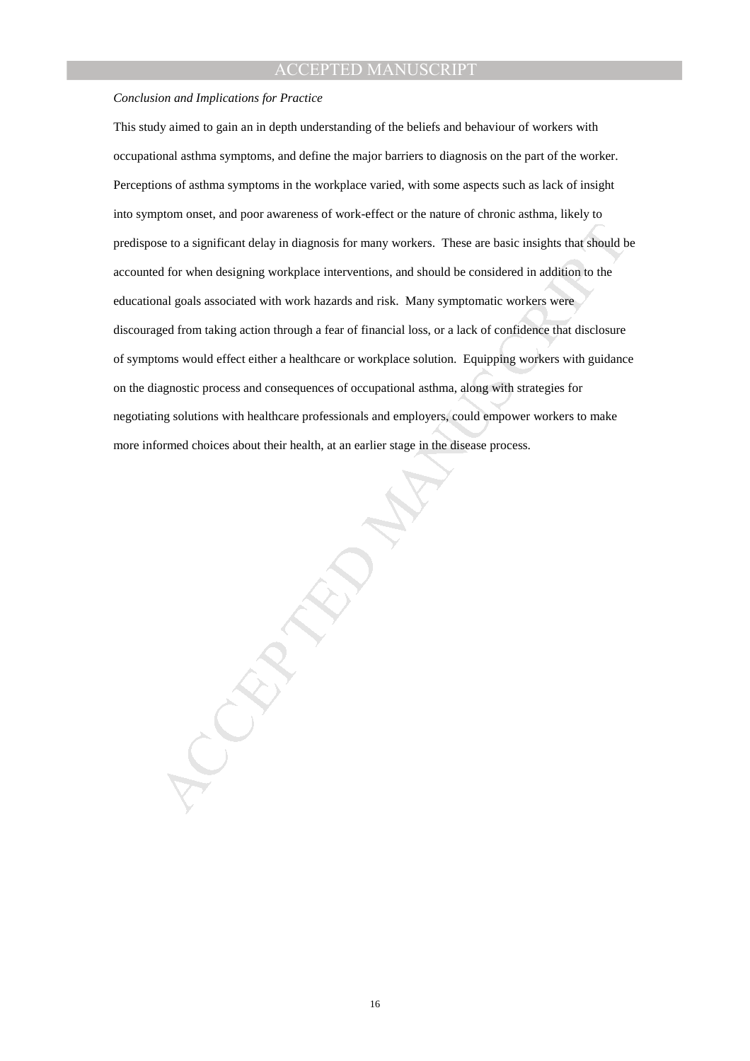*Conclusion and Implications for Practice*

This study aimed to gain an in depth understanding of the beliefs and behaviour of workers with occupational asthma symptoms, and define the major barriers to diagnosis on the part of the worker. Perceptions of asthma symptoms in the workplace varied, with some aspects such as lack of insight into symptom onset, and poor awareness of work-effect or the nature of chronic asthma, likely to predispose to a significant delay in diagnosis for many workers. These are basic insights that should be accounted for when designing workplace interventions, and should be considered in addition to the educational goals associated with work hazards and risk. Many symptomatic workers were discouraged from taking action through a fear of financial loss, or a lack of confidence that disclosure of symptoms would effect either a healthcare or workplace solution. Equipping workers with guidance on the diagnostic process and consequences of occupational asthma, along with strategies for negotiating solutions with healthcare professionals and employers, could empower workers to make more informed choices about their health, at an earlier stage in the disease process.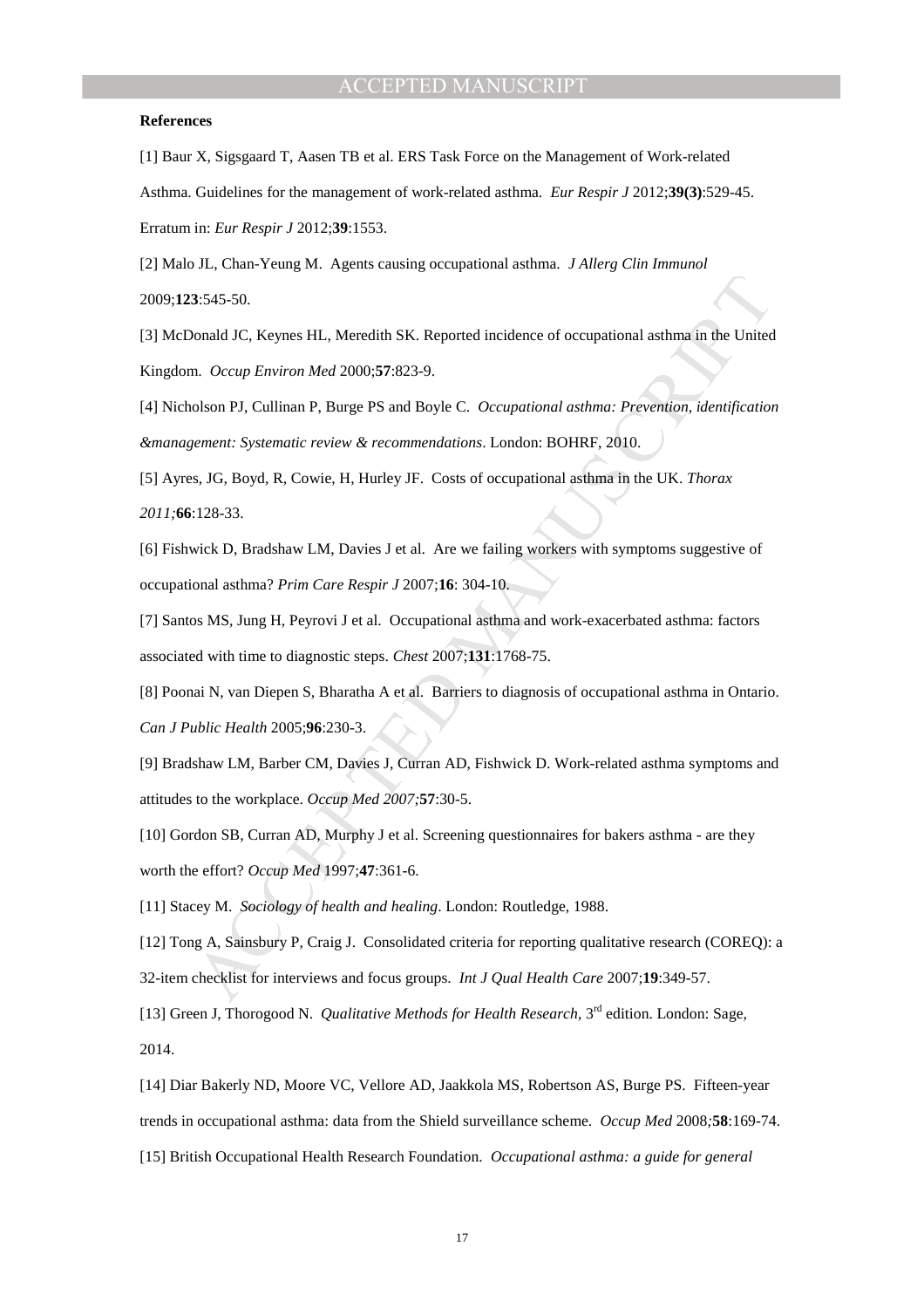**References**

[1] Baur X, Sigsgaard T, Aasen TB et al. ERS Task Force on the Management of Work-related Asthma. Guidelines for the management of work-related asthma. *Eur Respir J* 2012;**39(3)**:529-45. Erratum in: *Eur Respir J* 2012;**39**:1553.

[2] Malo JL, Chan-Yeung M. Agents causing occupational asthma. *J Allerg Clin Immunol* 2009;**123**:545-50.

[3] McDonald JC, Keynes HL, Meredith SK. Reported incidence of occupational asthma in the United Kingdom. *Occup Environ Med* 2000;**57**:823-9.

[4] Nicholson PJ, Cullinan P, Burge PS and Boyle C. *Occupational asthma: Prevention, identification &management: Systematic review & recommendations*. London: BOHRF, 2010.

[5] Ayres, JG, Boyd, R, Cowie, H, Hurley JF. Costs of occupational asthma in the UK. *Thorax 2011;***66**:128-33.

[6] Fishwick D, Bradshaw LM, Davies J et al. Are we failing workers with symptoms suggestive of occupational asthma? *Prim Care Respir J* 2007;**16**: 304-10.

[7] Santos MS, Jung H, Peyrovi J et al. Occupational asthma and work-exacerbated asthma: factors associated with time to diagnostic steps. *Chest* 2007;**131**:1768-75.

[8] Poonai N, van Diepen S, Bharatha A et al. Barriers to diagnosis of occupational asthma in Ontario. *Can J Public Health* 2005;**96**:230-3.

[9] Bradshaw LM, Barber CM, Davies J, Curran AD, Fishwick D. Work-related asthma symptoms and attitudes to the workplace. *Occup Med 2007;***57**:30-5.

[10] Gordon SB, Curran AD, Murphy J et al. Screening questionnaires for bakers asthma - are they worth the effort? *Occup Med* 1997;**47**:361-6.

[11] Stacey M. *Sociology of health and healing*. London: Routledge, 1988.

[12] Tong A, Sainsbury P, Craig J. Consolidated criteria for reporting qualitative research (COREQ): a 32-item checklist for interviews and focus groups. *Int J Qual Health Care* 2007;**19**:349-57.

[13] Green J, Thorogood N. *Qualitative Methods for Health Research*, 3rd edition. London: Sage, 2014.

[14] Diar Bakerly ND, Moore VC, Vellore AD, Jaakkola MS, Robertson AS, Burge PS. Fifteen-year trends in occupational asthma: data from the Shield surveillance scheme. *Occup Med* 2008;**58**:169-74.

[15] British Occupational Health Research Foundation. *Occupational asthma: a guide for general*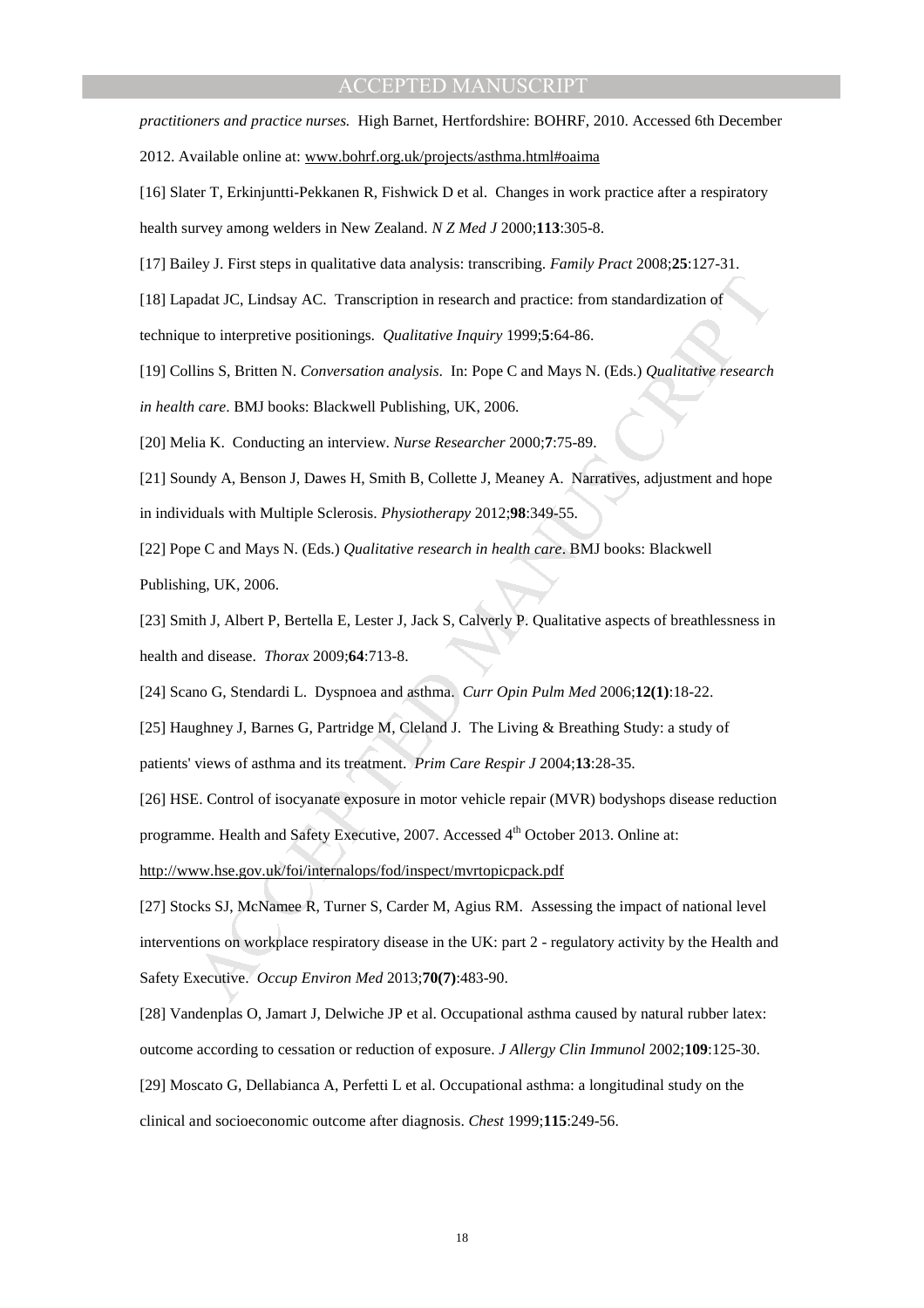*practitioners and practice nurses.* High Barnet, Hertfordshire: BOHRF, 2010. Accessed 6th December 2012. Available online at: www.bohrf.org.uk/projects/asthma.html#oaima

[16] Slater T, Erkinjuntti-Pekkanen R, Fishwick D et al. Changes in work practice after a respiratory health survey among welders in New Zealand. *N Z Med J* 2000;**113**:305-8.

[17] Bailey J. First steps in qualitative data analysis: transcribing. *Family Pract* 2008;**25**:127-31.

[18] Lapadat JC, Lindsay AC. Transcription in research and practice: from standardization of technique to interpretive positionings. *Qualitative Inquiry* 1999;**5**:64-86.

[19] Collins S, Britten N. *Conversation analysis*. In: Pope C and Mays N. (Eds.) *Qualitative research in health care*. BMJ books: Blackwell Publishing, UK, 2006.

[20] Melia K. Conducting an interview. *Nurse Researcher* 2000;**7**:75-89.

[21] Soundy A, Benson J, Dawes H, Smith B, Collette J, Meaney A. Narratives, adjustment and hope in individuals with Multiple Sclerosis. *Physiotherapy* 2012;**98**:349-55.

[22] Pope C and Mays N. (Eds.) *Qualitative research in health care*. BMJ books: Blackwell Publishing, UK, 2006.

[23] Smith J, Albert P, Bertella E, Lester J, Jack S, Calverly P. Qualitative aspects of breathlessness in health and disease. *Thorax* 2009;**64**:713-8.

[24] Scano G, Stendardi L. Dyspnoea and asthma. *Curr Opin Pulm Med* 2006;**12(1)**:18-22.

[25] Haughney J, Barnes G, Partridge M, Cleland J. The Living & Breathing Study: a study of patients' views of asthma and its treatment. *Prim Care Respir J* 2004;**13**:28-35.

[26] HSE. Control of isocyanate exposure in motor vehicle repair (MVR) bodyshops disease reduction programme. Health and Safety Executive, 2007. Accessed 4th October 2013. Online at: http://www.hse.gov.uk/foi/internalops/fod/inspect/mvrtopicpack.pdf

[27] Stocks SJ, McNamee R, Turner S, Carder M, Agius RM. Assessing the impact of national level interventions on workplace respiratory disease in the UK: part 2 - regulatory activity by the Health and Safety Executive. *Occup Environ Med* 2013;**70(7)**:483-90.

[28] Vandenplas O, Jamart J, Delwiche JP et al. Occupational asthma caused by natural rubber latex: outcome according to cessation or reduction of exposure. *J Allergy Clin Immunol* 2002;**109**:125-30.

[29] Moscato G, Dellabianca A, Perfetti L et al. Occupational asthma: a longitudinal study on the clinical and socioeconomic outcome after diagnosis. *Chest* 1999;**115**:249-56.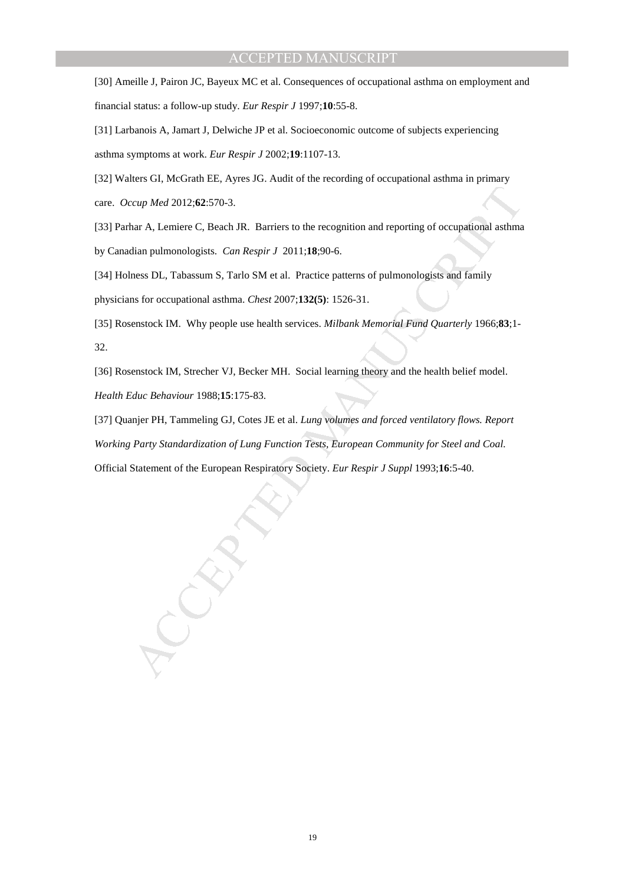[30] Ameille J, Pairon JC, Bayeux MC et al. Consequences of occupational asthma on employment and financial status: a follow-up study. *Eur Respir J* 1997;**10**:55-8.

[31] Larbanois A, Jamart J, Delwiche JP et al. Socioeconomic outcome of subjects experiencing asthma symptoms at work. *Eur Respir J* 2002;**19**:1107-13.

[32] Walters GI, McGrath EE, Ayres JG. Audit of the recording of occupational asthma in primary care. *Occup Med* 2012;**62**:570-3.

[33] Parhar A, Lemiere C, Beach JR. Barriers to the recognition and reporting of occupational asthma by Canadian pulmonologists. *Can Respir J* 2011;**18**;90-6.

[34] Holness DL, Tabassum S, Tarlo SM et al. Practice patterns of pulmonologists and family physicians for occupational asthma. *Chest* 2007;**132(5)**: 1526-31.

[35] Rosenstock IM. Why people use health services. *Milbank Memorial Fund Quarterly* 1966;**83**;1-32.

[36] Rosenstock IM, Strecher VJ, Becker MH. Social learning theory and the health belief model. *Health Educ Behaviour* 1988;**15**:175-83.

[37] Quanjer PH, Tammeling GJ, Cotes JE et al. *Lung volumes and forced ventilatory flows. Report Working Party Standardization of Lung Function Tests, European Community for Steel and Coal.* Official Statement of the European Respiratory Society. *Eur Respir J Suppl* 1993;**16**:5-40.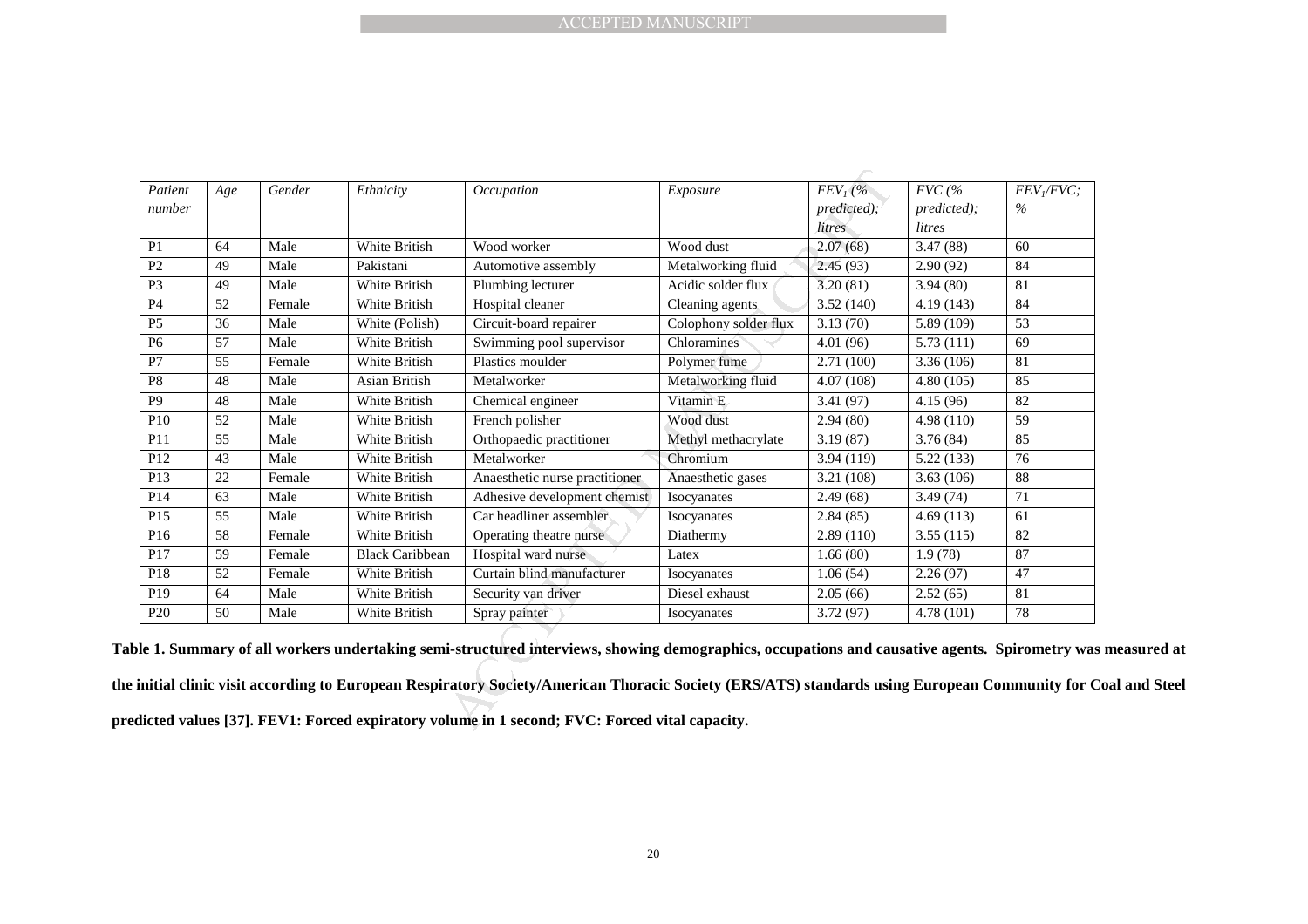| *Patient number* | *Age* | *Gender* | *Ethnicity* | *Occupation* | *Exposure* | *$FEV_1$ (% predicted); litres* | *FVC (% predicted); litres* | *$FEV_1$/FVC; %* |
|---|---|---|---|---|---|---|---|---|
| P1 | 64 | Male | White British | Wood worker | Wood dust | 2.07 (68) | 3.47 (88) | 60 |
| P2 | 49 | Male | Pakistani | Automotive assembly | Metalworking fluid | 2.45 (93) | 2.90 (92) | 84 |
| P3 | 49 | Male | White British | Plumbing lecturer | Acidic solder flux | 3.20 (81) | 3.94 (80) | 81 |
| P4 | 52 | Female | White British | Hospital cleaner | Cleaning agents | 3.52 (140) | 4.19 (143) | 84 |
| P5 | 36 | Male | White (Polish) | Circuit-board repairer | Colophony solder flux | 3.13 (70) | 5.89 (109) | 53 |
| P6 | 57 | Male | White British | Swimming pool supervisor | Chloramines | 4.01 (96) | 5.73 (111) | 69 |
| P7 | 55 | Female | White British | Plastics moulder | Polymer fume | 2.71 (100) | 3.36 (106) | 81 |
| P8 | 48 | Male | Asian British | Metalworker | Metalworking fluid | 4.07 (108) | 4.80 (105) | 85 |
| P9 | 48 | Male | White British | Chemical engineer | Vitamin E | 3.41 (97) | 4.15 (96) | 82 |
| P10 | 52 | Male | White British | French polisher | Wood dust | 2.94 (80) | 4.98 (110) | 59 |
| P11 | 55 | Male | White British | Orthopaedic practitioner | Methyl methacrylate | 3.19 (87) | 3.76 (84) | 85 |
| P12 | 43 | Male | White British | Metalworker | Chromium | 3.94 (119) | 5.22 (133) | 76 |
| P13 | 22 | Female | White British | Anaesthetic nurse practitioner | Anaesthetic gases | 3.21 (108) | 3.63 (106) | 88 |
| P14 | 63 | Male | White British | Adhesive development chemist | Isocyanates | 2.49 (68) | 3.49 (74) | 71 |
| P15 | 55 | Male | White British | Car headliner assembler | Isocyanates | 2.84 (85) | 4.69 (113) | 61 |
| P16 | 58 | Female | White British | Operating theatre nurse | Diathermy | 2.89 (110) | 3.55 (115) | 82 |
| P17 | 59 | Female | Black Caribbean | Hospital ward nurse | Latex | 1.66 (80) | 1.9 (78) | 87 |
| P18 | 52 | Female | White British | Curtain blind manufacturer | Isocyanates | 1.06 (54) | 2.26 (97) | 47 |
| P19 | 64 | Male | White British | Security van driver | Diesel exhaust | 2.05 (66) | 2.52 (65) | 81 |
| P20 | 50 | Male | White British | Spray painter | Isocyanates | 3.72 (97) | 4.78 (101) | 78 |

**Table 1. Summary of all workers undertaking semi-structured interviews, showing demographics, occupations and causative agents. Spirometry was measured at the initial clinic visit according to European Respiratory Society/American Thoracic Society (ERS/ATS) standards using European Community for Coal and Steel predicted values [37]. FEV1: Forced expiratory volume in 1 second; FVC: Forced vital capacity.**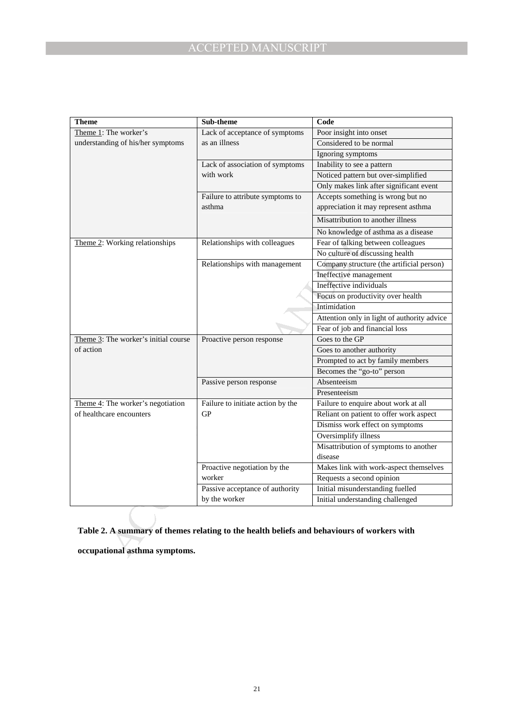| Theme | Sub-theme | Code |
|---|---|---|
| Theme 1: The worker's understanding of his/her symptoms | Lack of acceptance of symptoms as an illness | Poor insight into onset |
| | | Considered to be normal |
| | | Ignoring symptoms |
| | Lack of association of symptoms with work | Inability to see a pattern |
| | | Noticed pattern but over-simplified |
| | | Only makes link after significant event |
| | Failure to attribute symptoms to asthma | Accepts something is wrong but no appreciation it may represent asthma |
| | | Misattribution to another illness |
| | | No knowledge of asthma as a disease |
| Theme 2: Working relationships | Relationships with colleagues | Fear of talking between colleagues |
| | | No culture of discussing health |
| | Relationships with management | Company structure (the artificial person) |
| | | Ineffective management |
| | | Ineffective individuals |
| | | Focus on productivity over health |
| | | Intimidation |
| | | Attention only in light of authority advice |
| | | Fear of job and financial loss |
| Theme 3: The worker's initial course of action | Proactive person response | Goes to the GP |
| | | Goes to another authority |
| | | Prompted to act by family members |
| | | Becomes the "go-to" person |
| | Passive person response | Absenteeism |
| | | Presenteeism |
| Theme 4: The worker's negotiation of healthcare encounters | Failure to initiate action by the GP | Failure to enquire about work at all |
| | | Reliant on patient to offer work aspect |
| | | Dismiss work effect on symptoms |
| | | Oversimplify illness |
| | | Misattribution of symptoms to another disease |
| | Proactive negotiation by the worker | Makes link with work-aspect themselves |
| | | Requests a second opinion |
| | Passive acceptance of authority by the worker | Initial misunderstanding fuelled |
| | | Initial understanding challenged |

**Table 2. A summary of themes relating to the health beliefs and behaviours of workers with occupational asthma symptoms.**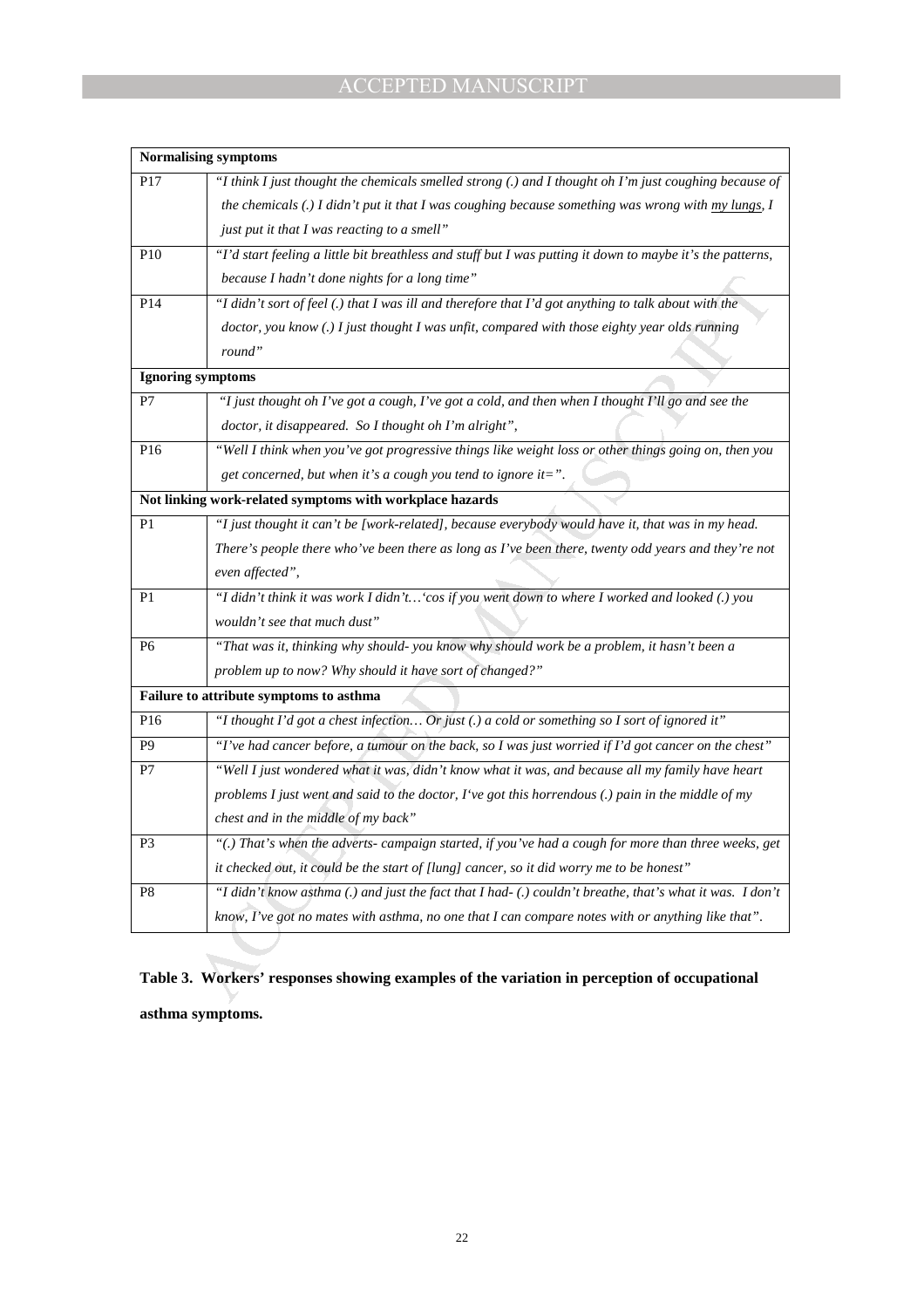| **Normalising symptoms** | |
|---|---|
| P17 | *"I think I just thought the chemicals smelled strong (.) and I thought oh I'm just coughing because of the chemicals (.) I didn't put it that I was coughing because something was wrong with my lungs, I just put it that I was reacting to a smell"* |
| P10 | *"I'd start feeling a little bit breathless and stuff but I was putting it down to maybe it's the patterns, because I hadn't done nights for a long time"* |
| P14 | *"I didn't sort of feel (.) that I was ill and therefore that I'd got anything to talk about with the doctor, you know (.) I just thought I was unfit, compared with those eighty year olds running round"* |
| **Ignoring symptoms** | |
| P7 | *"I just thought oh I've got a cough, I've got a cold, and then when I thought I'll go and see the doctor, it disappeared. So I thought oh I'm alright",* |
| P16 | *"Well I think when you've got progressive things like weight loss or other things going on, then you get concerned, but when it's a cough you tend to ignore it=".* |
| **Not linking work-related symptoms with workplace hazards** | |
| P1 | *"I just thought it can't be [work-related], because everybody would have it, that was in my head. There's people there who've been there as long as I've been there, twenty odd years and they're not even affected",* |
| P1 | *"I didn't think it was work I didn't…'cos if you went down to where I worked and looked (.) you wouldn't see that much dust"* |
| P6 | *"That was it, thinking why should- you know why should work be a problem, it hasn't been a problem up to now? Why should it have sort of changed?"* |
| **Failure to attribute symptoms to asthma** | |
| P16 | *"I thought I'd got a chest infection… Or just (.) a cold or something so I sort of ignored it"* |
| P9 | *"I've had cancer before, a tumour on the back, so I was just worried if I'd got cancer on the chest"* |
| P7 | *"Well I just wondered what it was, didn't know what it was, and because all my family have heart problems I just went and said to the doctor, I've got this horrendous (.) pain in the middle of my chest and in the middle of my back"* |
| P3 | *"(.) That's when the adverts- campaign started, if you've had a cough for more than three weeks, get it checked out, it could be the start of [lung] cancer, so it did worry me to be honest"* |
| P8 | *"I didn't know asthma (.) and just the fact that I had- (.) couldn't breathe, that's what it was. I don't know, I've got no mates with asthma, no one that I can compare notes with or anything like that".* |

**Table 3. Workers' responses showing examples of the variation in perception of occupational asthma symptoms.**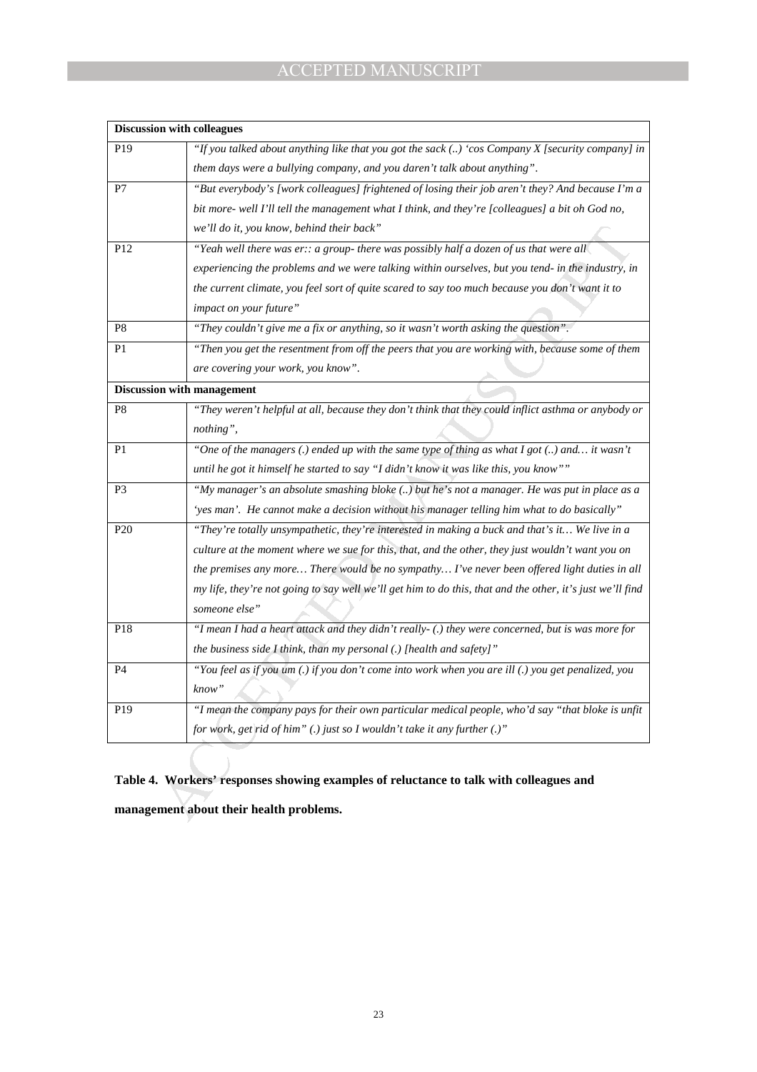| Discussion with colleagues | |
|---|---|
| P19 | *"If you talked about anything like that you got the sack (..) 'cos Company X [security company] in them days were a bullying company, and you daren't talk about anything".* |
| P7 | *"But everybody's [work colleagues] frightened of losing their job aren't they? And because I'm a bit more- well I'll tell the management what I think, and they're [colleagues] a bit oh God no, we'll do it, you know, behind their back"* |
| P12 | *"Yeah well there was er:: a group- there was possibly half a dozen of us that were all experiencing the problems and we were talking within ourselves, but you tend- in the industry, in the current climate, you feel sort of quite scared to say too much because you don't want it to impact on your future"* |
| P8 | *"They couldn't give me a fix or anything, so it wasn't worth asking the question".* |
| P1 | *"Then you get the resentment from off the peers that you are working with, because some of them are covering your work, you know".* |
| **Discussion with management** | |
| P8 | *"They weren't helpful at all, because they don't think that they could inflict asthma or anybody or nothing",* |
| P1 | *"One of the managers (.) ended up with the same type of thing as what I got (..) and… it wasn't until he got it himself he started to say "I didn't know it was like this, you know""* |
| P3 | *"My manager's an absolute smashing bloke (..) but he's not a manager. He was put in place as a 'yes man'. He cannot make a decision without his manager telling him what to do basically"* |
| P20 | *"They're totally unsympathetic, they're interested in making a buck and that's it… We live in a culture at the moment where we sue for this, that, and the other, they just wouldn't want you on the premises any more… There would be no sympathy… I've never been offered light duties in all my life, they're not going to say well we'll get him to do this, that and the other, it's just we'll find someone else"* |
| P18 | *"I mean I had a heart attack and they didn't really- (.) they were concerned, but is was more for the business side I think, than my personal (.) [health and safety]"* |
| P4 | *"You feel as if you um (.) if you don't come into work when you are ill (.) you get penalized, you know"* |
| P19 | *"I mean the company pays for their own particular medical people, who'd say "that bloke is unfit for work, get rid of him" (.) just so I wouldn't take it any further (.)"* |

**Table 4. Workers' responses showing examples of reluctance to talk with colleagues and management about their health problems.**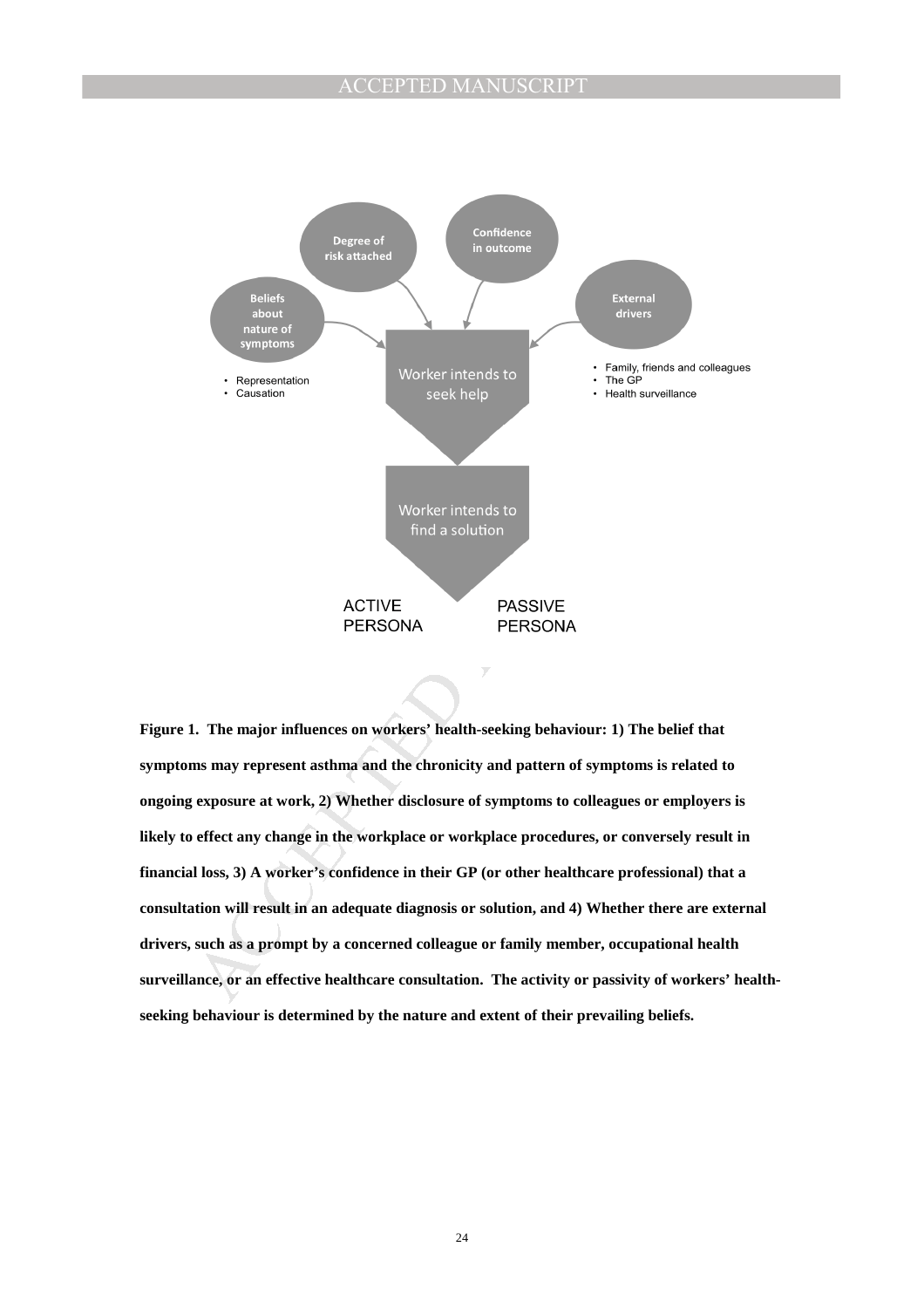Degree of risk attached

Confidence in outcome

Beliefs about nature of symptoms

- Representation
- Causation

External drivers

- Family, friends and colleagues
- The GP
- Health surveillance

Worker intends to seek help

Worker intends to find a solution

ACTIVE PERSONA

PASSIVE PERSONA

**Figure 1. The major influences on workers' health-seeking behaviour: 1) The belief that symptoms may represent asthma and the chronicity and pattern of symptoms is related to ongoing exposure at work, 2) Whether disclosure of symptoms to colleagues or employers is likely to effect any change in the workplace or workplace procedures, or conversely result in financial loss, 3) A worker's confidence in their GP (or other healthcare professional) that a consultation will result in an adequate diagnosis or solution, and 4) Whether there are external drivers, such as a prompt by a concerned colleague or family member, occupational health surveillance, or an effective healthcare consultation. The activity or passivity of workers' health-seeking behaviour is determined by the nature and extent of their prevailing beliefs.**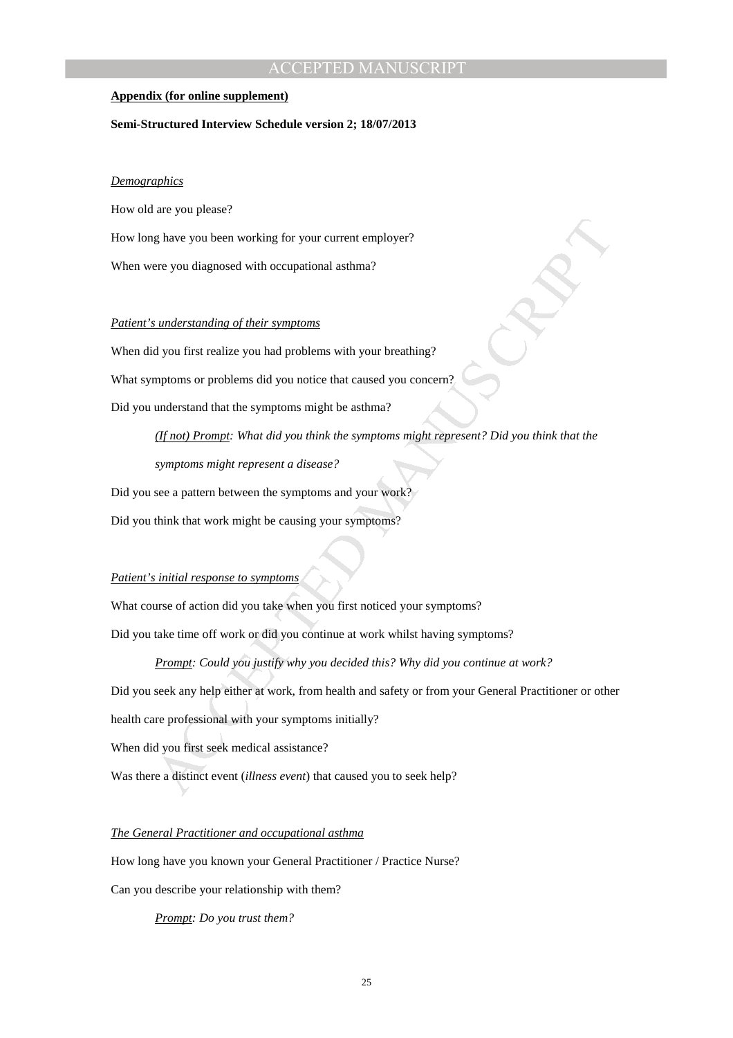**Appendix (for online supplement)**

**Semi-Structured Interview Schedule version 2; 18/07/2013**

*Demographics*

How old are you please?

How long have you been working for your current employer?

When were you diagnosed with occupational asthma?

*Patient's understanding of their symptoms*

When did you first realize you had problems with your breathing?

What symptoms or problems did you notice that caused you concern?

Did you understand that the symptoms might be asthma?

> *(If not) Prompt: What did you think the symptoms might represent? Did you think that the symptoms might represent a disease?*

Did you see a pattern between the symptoms and your work?

Did you think that work might be causing your symptoms?

*Patient's initial response to symptoms*

What course of action did you take when you first noticed your symptoms?

Did you take time off work or did you continue at work whilst having symptoms?

> *Prompt: Could you justify why you decided this? Why did you continue at work?*

Did you seek any help either at work, from health and safety or from your General Practitioner or other health care professional with your symptoms initially?

When did you first seek medical assistance?

Was there a distinct event (*illness event*) that caused you to seek help?

*The General Practitioner and occupational asthma*

How long have you known your General Practitioner / Practice Nurse?

Can you describe your relationship with them?

> *Prompt: Do you trust them?*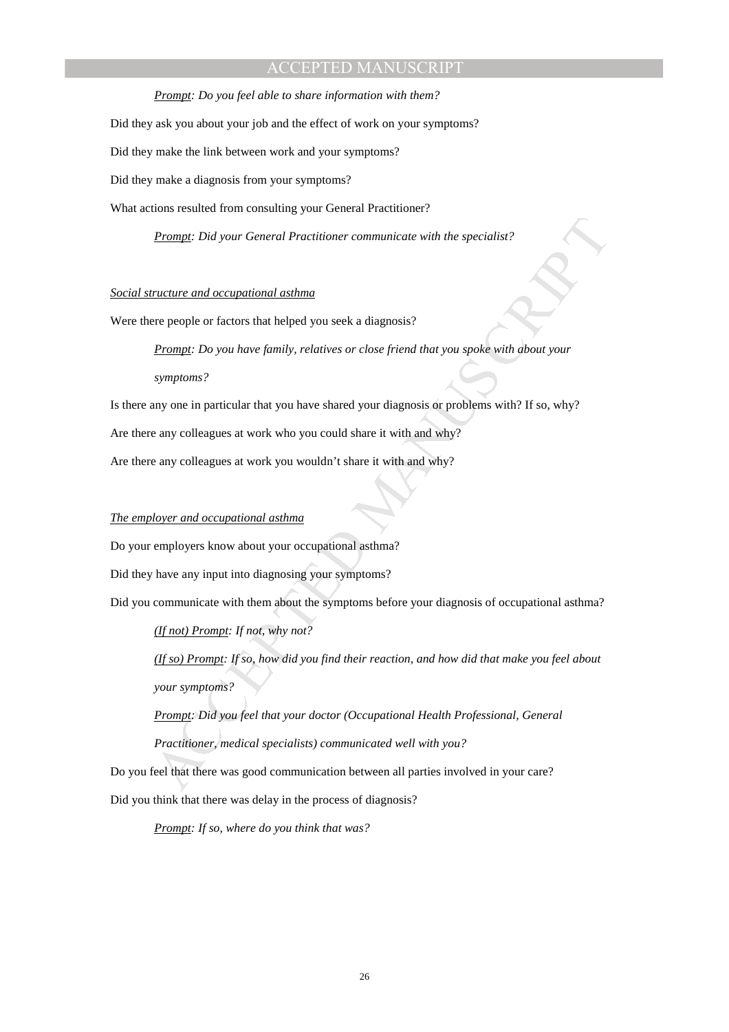*<u>Prompt</u>: Do you feel able to share information with them?*

Did they ask you about your job and the effect of work on your symptoms?

Did they make the link between work and your symptoms?

Did they make a diagnosis from your symptoms?

What actions resulted from consulting your General Practitioner?

*<u>Prompt</u>: Did your General Practitioner communicate with the specialist?*

*<u>Social structure and occupational asthma</u>*

Were there people or factors that helped you seek a diagnosis?

*<u>Prompt</u>: Do you have family, relatives or close friend that you spoke with about your symptoms?*

Is there any one in particular that you have shared your diagnosis or problems with? If so, why?

Are there any colleagues at work who you could share it with and why?

Are there any colleagues at work you wouldn't share it with and why?

*<u>The employer and occupational asthma</u>*

Do your employers know about your occupational asthma?

Did they have any input into diagnosing your symptoms?

Did you communicate with them about the symptoms before your diagnosis of occupational asthma?

*<u>(If not) Prompt</u>: If not, why not?*

*<u>(If so) Prompt</u>: If so, how did you find their reaction, and how did that make you feel about your symptoms?*

*<u>Prompt</u>: Did you feel that your doctor (Occupational Health Professional, General Practitioner, medical specialists) communicated well with you?*

Do you feel that there was good communication between all parties involved in your care?

Did you think that there was delay in the process of diagnosis?

*<u>Prompt</u>: If so, where do you think that was?*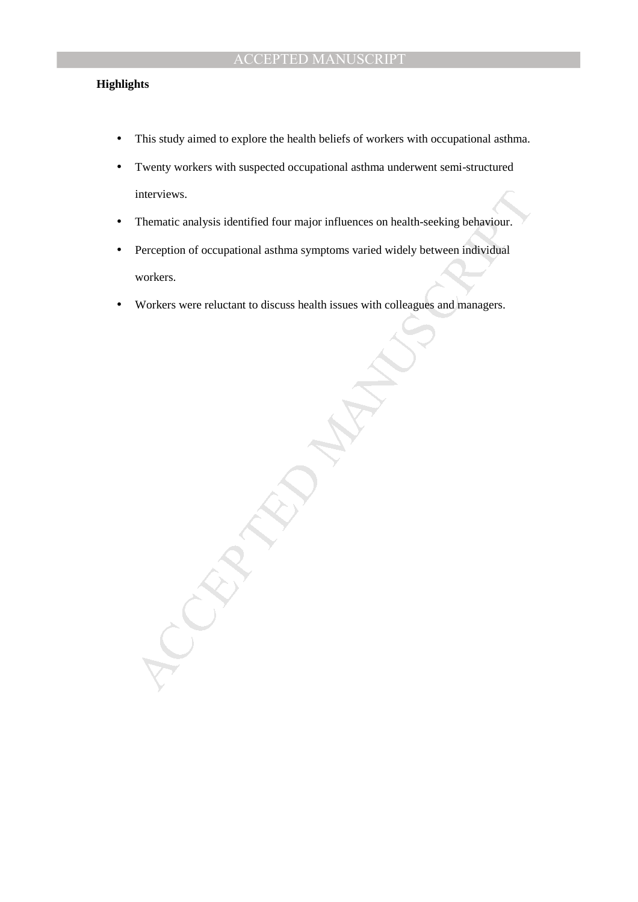**Highlights**

- This study aimed to explore the health beliefs of workers with occupational asthma.
- Twenty workers with suspected occupational asthma underwent semi-structured interviews.
- Thematic analysis identified four major influences on health-seeking behaviour.
- Perception of occupational asthma symptoms varied widely between individual workers.
- Workers were reluctant to discuss health issues with colleagues and managers.